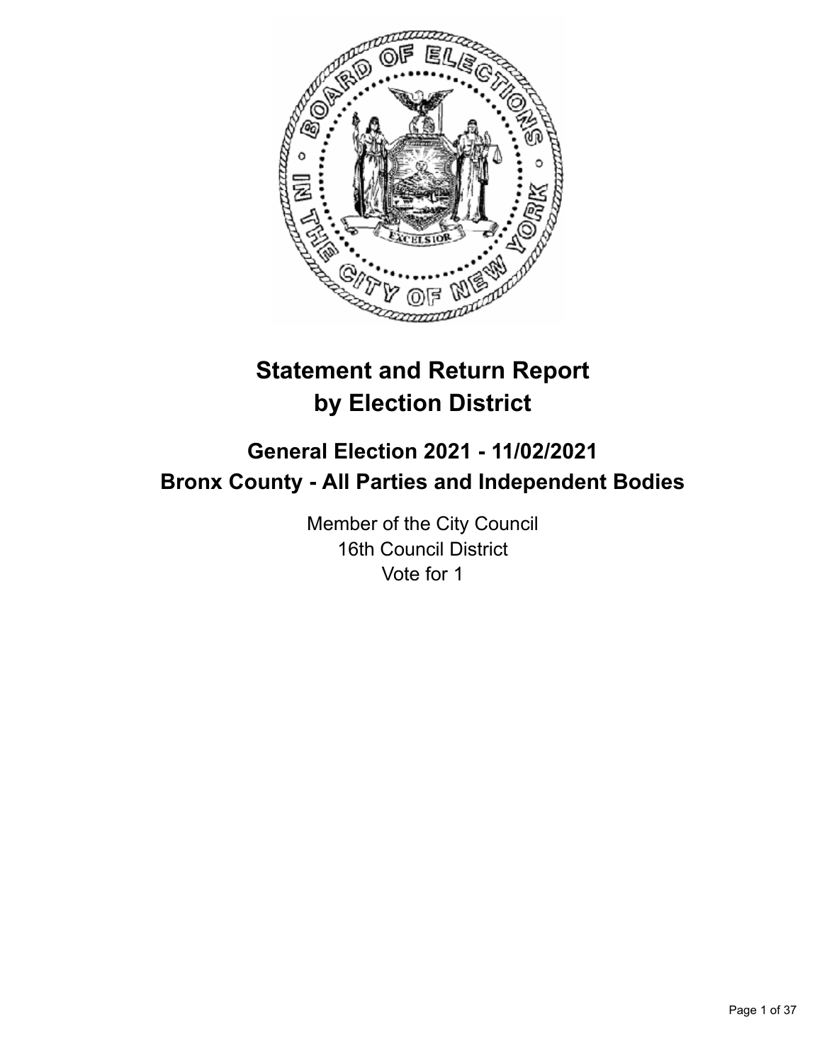# Statement and Return Report by Election District

## General Election 2021 - 11/02/2021
## Bronx County - All Parties and Independent Bodies

Member of the City Council
16th Council District
Vote for 1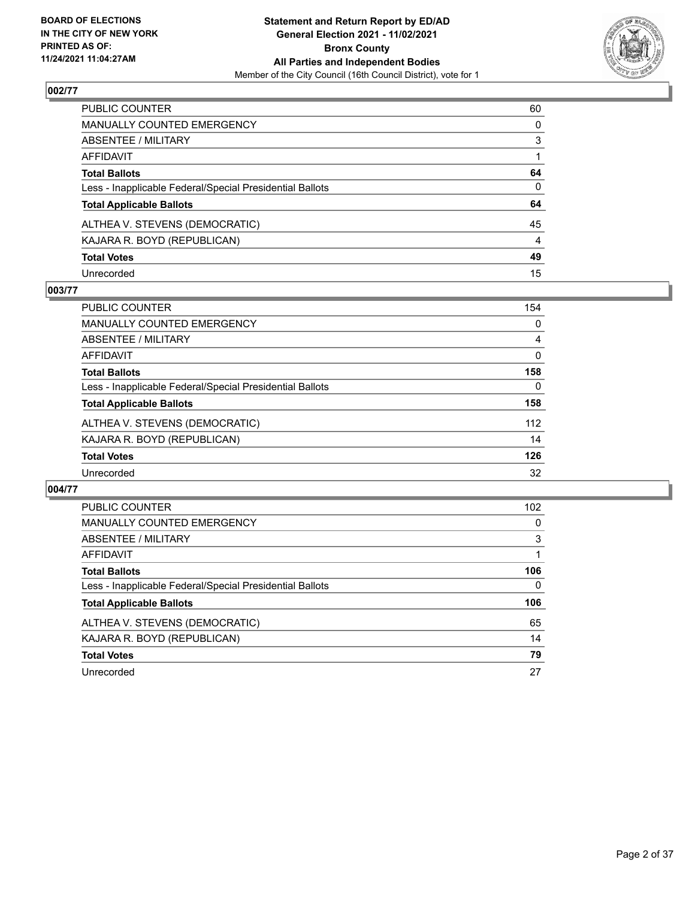### 002/77

| | |
|---|---|
| PUBLIC COUNTER | 60 |
| MANUALLY COUNTED EMERGENCY | 0 |
| ABSENTEE / MILITARY | 3 |
| AFFIDAVIT | 1 |
| **Total Ballots** | **64** |
| Less - Inapplicable Federal/Special Presidential Ballots | 0 |
| **Total Applicable Ballots** | **64** |
| ALTHEA V. STEVENS (DEMOCRATIC) | 45 |
| KAJARA R. BOYD (REPUBLICAN) | 4 |
| **Total Votes** | **49** |
| Unrecorded | 15 |

### 003/77

| | |
|---|---|
| PUBLIC COUNTER | 154 |
| MANUALLY COUNTED EMERGENCY | 0 |
| ABSENTEE / MILITARY | 4 |
| AFFIDAVIT | 0 |
| **Total Ballots** | **158** |
| Less - Inapplicable Federal/Special Presidential Ballots | 0 |
| **Total Applicable Ballots** | **158** |
| ALTHEA V. STEVENS (DEMOCRATIC) | 112 |
| KAJARA R. BOYD (REPUBLICAN) | 14 |
| **Total Votes** | **126** |
| Unrecorded | 32 |

### 004/77

| | |
|---|---|
| PUBLIC COUNTER | 102 |
| MANUALLY COUNTED EMERGENCY | 0 |
| ABSENTEE / MILITARY | 3 |
| AFFIDAVIT | 1 |
| **Total Ballots** | **106** |
| Less - Inapplicable Federal/Special Presidential Ballots | 0 |
| **Total Applicable Ballots** | **106** |
| ALTHEA V. STEVENS (DEMOCRATIC) | 65 |
| KAJARA R. BOYD (REPUBLICAN) | 14 |
| **Total Votes** | **79** |
| Unrecorded | 27 |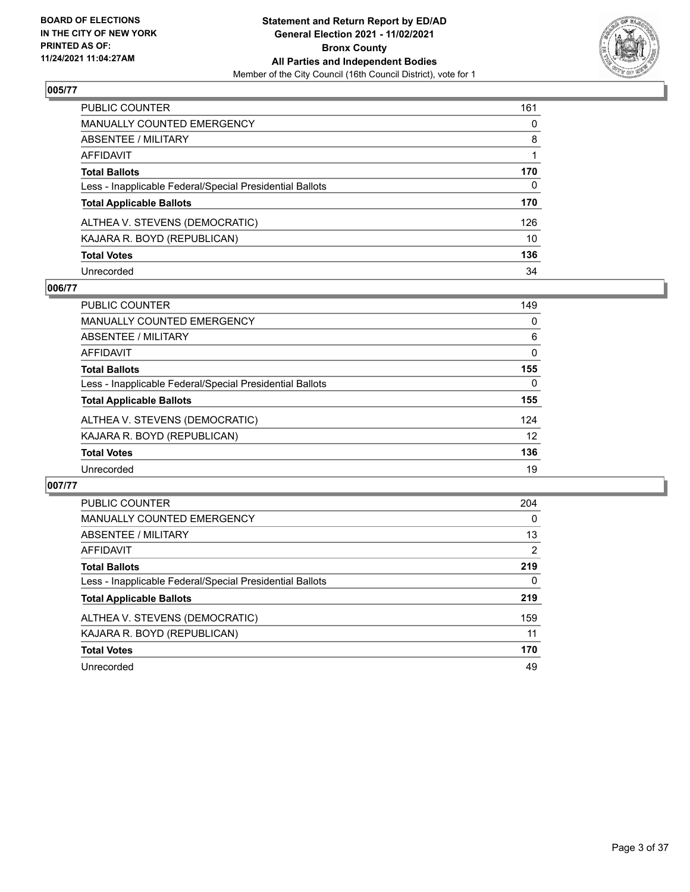**BOARD OF ELECTIONS IN THE CITY OF NEW YORK PRINTED AS OF: 11/24/2021 11:04:27AM**

**Statement and Return Report by ED/AD General Election 2021 - 11/02/2021 Bronx County All Parties and Independent Bodies**
Member of the City Council (16th Council District), vote for 1

## 005/77

| | |
|---|---|
| PUBLIC COUNTER | 161 |
| MANUALLY COUNTED EMERGENCY | 0 |
| ABSENTEE / MILITARY | 8 |
| AFFIDAVIT | 1 |
| **Total Ballots** | **170** |
| Less - Inapplicable Federal/Special Presidential Ballots | 0 |
| **Total Applicable Ballots** | **170** |
| ALTHEA V. STEVENS (DEMOCRATIC) | 126 |
| KAJARA R. BOYD (REPUBLICAN) | 10 |
| **Total Votes** | **136** |
| Unrecorded | 34 |

## 006/77

| | |
|---|---|
| PUBLIC COUNTER | 149 |
| MANUALLY COUNTED EMERGENCY | 0 |
| ABSENTEE / MILITARY | 6 |
| AFFIDAVIT | 0 |
| **Total Ballots** | **155** |
| Less - Inapplicable Federal/Special Presidential Ballots | 0 |
| **Total Applicable Ballots** | **155** |
| ALTHEA V. STEVENS (DEMOCRATIC) | 124 |
| KAJARA R. BOYD (REPUBLICAN) | 12 |
| **Total Votes** | **136** |
| Unrecorded | 19 |

## 007/77

| | |
|---|---|
| PUBLIC COUNTER | 204 |
| MANUALLY COUNTED EMERGENCY | 0 |
| ABSENTEE / MILITARY | 13 |
| AFFIDAVIT | 2 |
| **Total Ballots** | **219** |
| Less - Inapplicable Federal/Special Presidential Ballots | 0 |
| **Total Applicable Ballots** | **219** |
| ALTHEA V. STEVENS (DEMOCRATIC) | 159 |
| KAJARA R. BOYD (REPUBLICAN) | 11 |
| **Total Votes** | **170** |
| Unrecorded | 49 |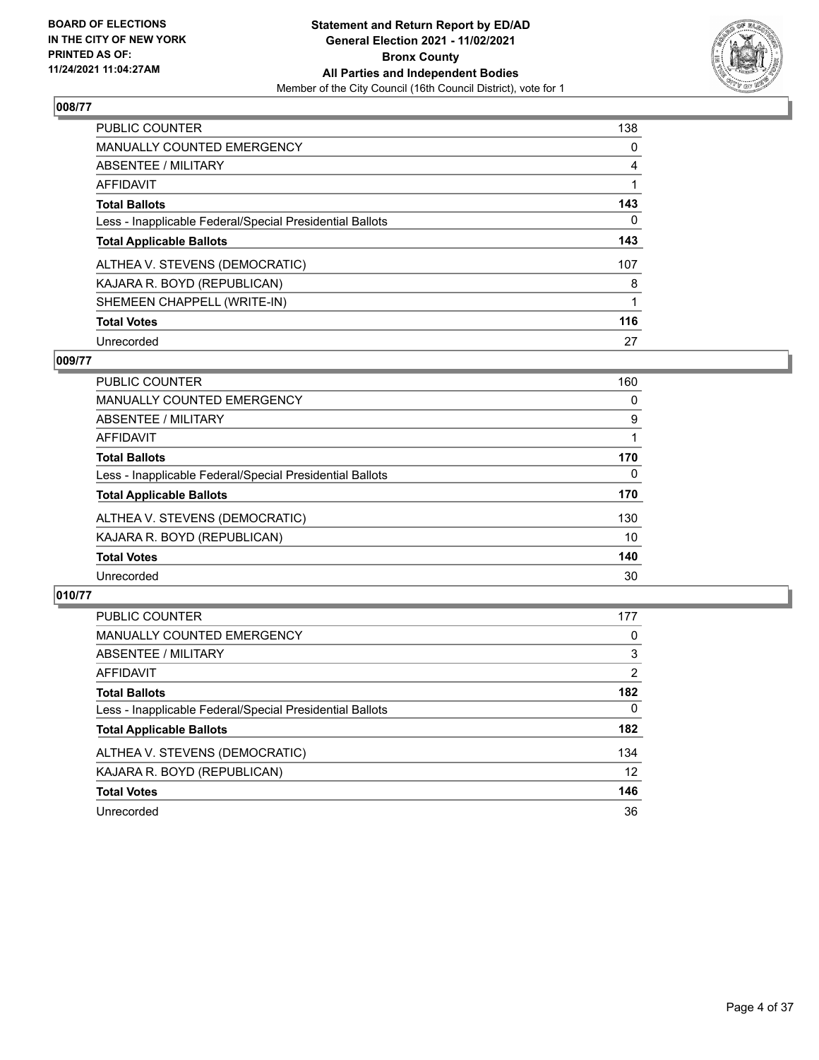## 008/77

| | |
|---|---|
| PUBLIC COUNTER | 138 |
| MANUALLY COUNTED EMERGENCY | 0 |
| ABSENTEE / MILITARY | 4 |
| AFFIDAVIT | 1 |
| **Total Ballots** | **143** |
| Less - Inapplicable Federal/Special Presidential Ballots | 0 |
| **Total Applicable Ballots** | **143** |
| ALTHEA V. STEVENS (DEMOCRATIC) | 107 |
| KAJARA R. BOYD (REPUBLICAN) | 8 |
| SHEMEEN CHAPPELL (WRITE-IN) | 1 |
| **Total Votes** | **116** |
| Unrecorded | 27 |

## 009/77

| | |
|---|---|
| PUBLIC COUNTER | 160 |
| MANUALLY COUNTED EMERGENCY | 0 |
| ABSENTEE / MILITARY | 9 |
| AFFIDAVIT | 1 |
| **Total Ballots** | **170** |
| Less - Inapplicable Federal/Special Presidential Ballots | 0 |
| **Total Applicable Ballots** | **170** |
| ALTHEA V. STEVENS (DEMOCRATIC) | 130 |
| KAJARA R. BOYD (REPUBLICAN) | 10 |
| **Total Votes** | **140** |
| Unrecorded | 30 |

## 010/77

| | |
|---|---|
| PUBLIC COUNTER | 177 |
| MANUALLY COUNTED EMERGENCY | 0 |
| ABSENTEE / MILITARY | 3 |
| AFFIDAVIT | 2 |
| **Total Ballots** | **182** |
| Less - Inapplicable Federal/Special Presidential Ballots | 0 |
| **Total Applicable Ballots** | **182** |
| ALTHEA V. STEVENS (DEMOCRATIC) | 134 |
| KAJARA R. BOYD (REPUBLICAN) | 12 |
| **Total Votes** | **146** |
| Unrecorded | 36 |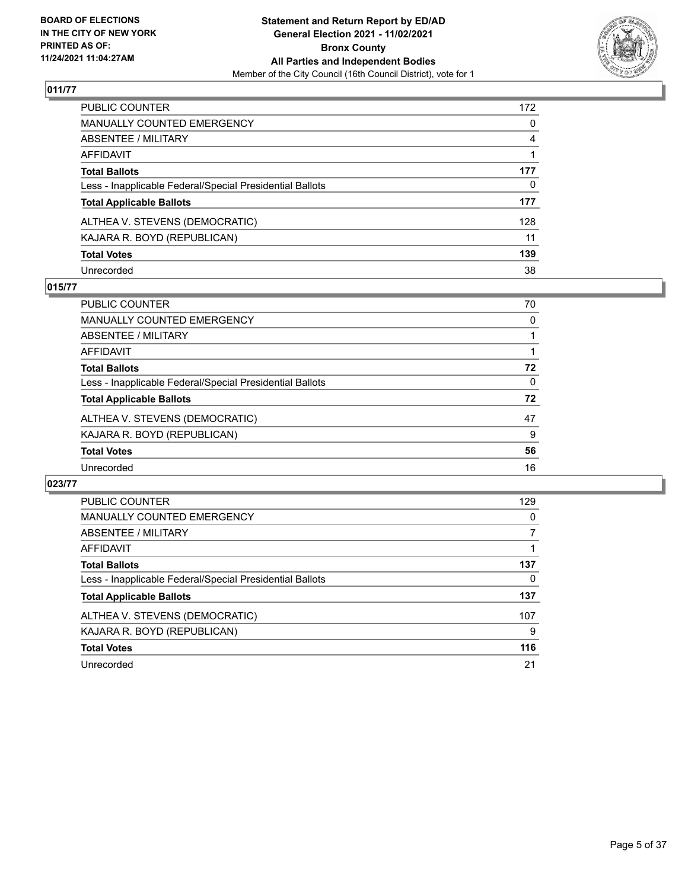**BOARD OF ELECTIONS IN THE CITY OF NEW YORK PRINTED AS OF: 11/24/2021 11:04:27AM**

**Statement and Return Report by ED/AD General Election 2021 - 11/02/2021 Bronx County All Parties and Independent Bodies**
Member of the City Council (16th Council District), vote for 1

## 011/77

| | |
|---|---|
| PUBLIC COUNTER | 172 |
| MANUALLY COUNTED EMERGENCY | 0 |
| ABSENTEE / MILITARY | 4 |
| AFFIDAVIT | 1 |
| **Total Ballots** | **177** |
| Less - Inapplicable Federal/Special Presidential Ballots | 0 |
| **Total Applicable Ballots** | **177** |
| ALTHEA V. STEVENS (DEMOCRATIC) | 128 |
| KAJARA R. BOYD (REPUBLICAN) | 11 |
| **Total Votes** | **139** |
| Unrecorded | 38 |

## 015/77

| | |
|---|---|
| PUBLIC COUNTER | 70 |
| MANUALLY COUNTED EMERGENCY | 0 |
| ABSENTEE / MILITARY | 1 |
| AFFIDAVIT | 1 |
| **Total Ballots** | **72** |
| Less - Inapplicable Federal/Special Presidential Ballots | 0 |
| **Total Applicable Ballots** | **72** |
| ALTHEA V. STEVENS (DEMOCRATIC) | 47 |
| KAJARA R. BOYD (REPUBLICAN) | 9 |
| **Total Votes** | **56** |
| Unrecorded | 16 |

## 023/77

| | |
|---|---|
| PUBLIC COUNTER | 129 |
| MANUALLY COUNTED EMERGENCY | 0 |
| ABSENTEE / MILITARY | 7 |
| AFFIDAVIT | 1 |
| **Total Ballots** | **137** |
| Less - Inapplicable Federal/Special Presidential Ballots | 0 |
| **Total Applicable Ballots** | **137** |
| ALTHEA V. STEVENS (DEMOCRATIC) | 107 |
| KAJARA R. BOYD (REPUBLICAN) | 9 |
| **Total Votes** | **116** |
| Unrecorded | 21 |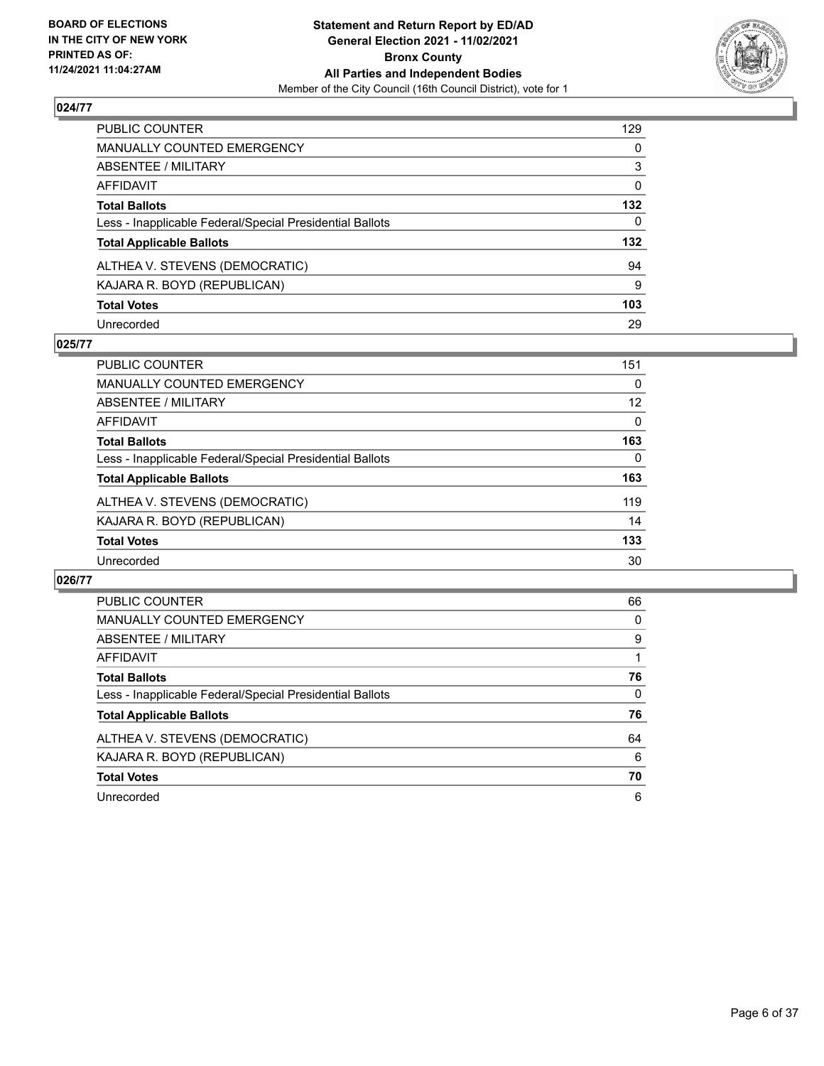BOARD OF ELECTIONS
IN THE CITY OF NEW YORK
PRINTED AS OF:
11/24/2021 11:04:27AM

**Statement and Return Report by ED/AD**
**General Election 2021 - 11/02/2021**
**Bronx County**
**All Parties and Independent Bodies**
Member of the City Council (16th Council District), vote for 1

### 024/77

| | |
|---|---|
| PUBLIC COUNTER | 129 |
| MANUALLY COUNTED EMERGENCY | 0 |
| ABSENTEE / MILITARY | 3 |
| AFFIDAVIT | 0 |
| **Total Ballots** | **132** |
| Less - Inapplicable Federal/Special Presidential Ballots | 0 |
| **Total Applicable Ballots** | **132** |
| ALTHEA V. STEVENS (DEMOCRATIC) | 94 |
| KAJARA R. BOYD (REPUBLICAN) | 9 |
| **Total Votes** | **103** |
| Unrecorded | 29 |

### 025/77

| | |
|---|---|
| PUBLIC COUNTER | 151 |
| MANUALLY COUNTED EMERGENCY | 0 |
| ABSENTEE / MILITARY | 12 |
| AFFIDAVIT | 0 |
| **Total Ballots** | **163** |
| Less - Inapplicable Federal/Special Presidential Ballots | 0 |
| **Total Applicable Ballots** | **163** |
| ALTHEA V. STEVENS (DEMOCRATIC) | 119 |
| KAJARA R. BOYD (REPUBLICAN) | 14 |
| **Total Votes** | **133** |
| Unrecorded | 30 |

### 026/77

| | |
|---|---|
| PUBLIC COUNTER | 66 |
| MANUALLY COUNTED EMERGENCY | 0 |
| ABSENTEE / MILITARY | 9 |
| AFFIDAVIT | 1 |
| **Total Ballots** | **76** |
| Less - Inapplicable Federal/Special Presidential Ballots | 0 |
| **Total Applicable Ballots** | **76** |
| ALTHEA V. STEVENS (DEMOCRATIC) | 64 |
| KAJARA R. BOYD (REPUBLICAN) | 6 |
| **Total Votes** | **70** |
| Unrecorded | 6 |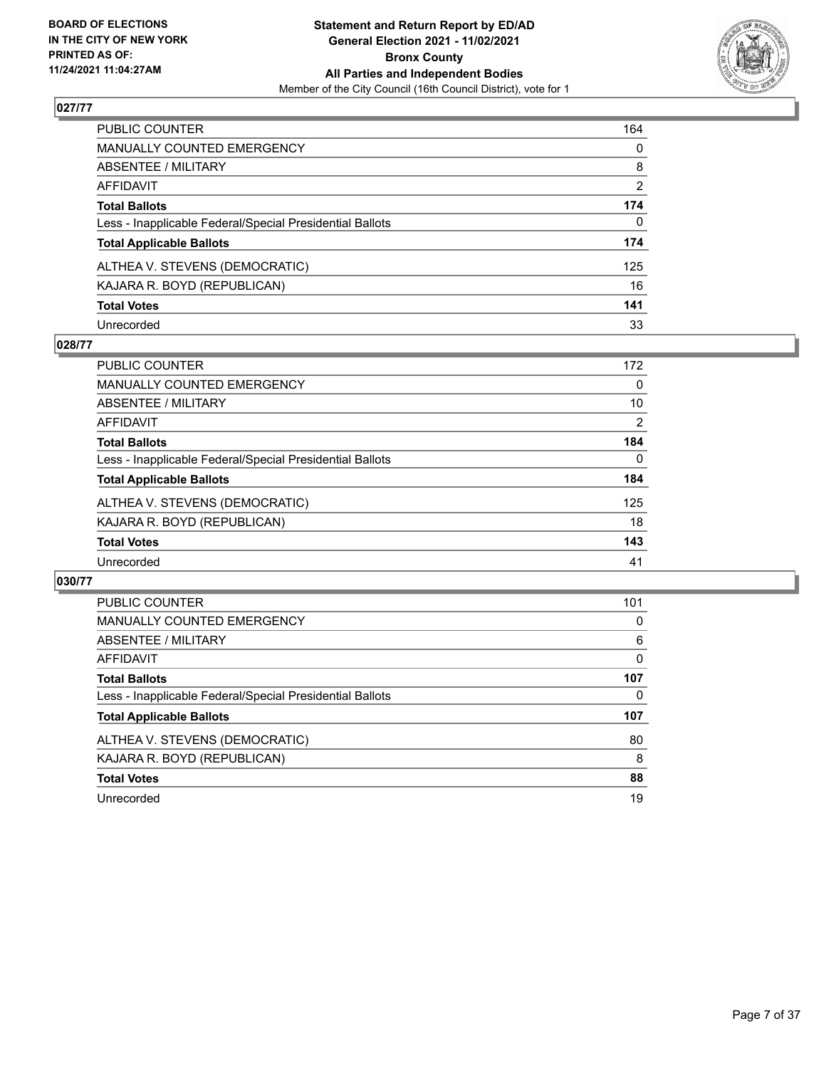**BOARD OF ELECTIONS IN THE CITY OF NEW YORK PRINTED AS OF: 11/24/2021 11:04:27AM**

**Statement and Return Report by ED/AD General Election 2021 - 11/02/2021 Bronx County All Parties and Independent Bodies**

Member of the City Council (16th Council District), vote for 1

## 027/77

| | |
|---|---|
| PUBLIC COUNTER | 164 |
| MANUALLY COUNTED EMERGENCY | 0 |
| ABSENTEE / MILITARY | 8 |
| AFFIDAVIT | 2 |
| **Total Ballots** | **174** |
| Less - Inapplicable Federal/Special Presidential Ballots | 0 |
| **Total Applicable Ballots** | **174** |
| ALTHEA V. STEVENS (DEMOCRATIC) | 125 |
| KAJARA R. BOYD (REPUBLICAN) | 16 |
| **Total Votes** | **141** |
| Unrecorded | 33 |

## 028/77

| | |
|---|---|
| PUBLIC COUNTER | 172 |
| MANUALLY COUNTED EMERGENCY | 0 |
| ABSENTEE / MILITARY | 10 |
| AFFIDAVIT | 2 |
| **Total Ballots** | **184** |
| Less - Inapplicable Federal/Special Presidential Ballots | 0 |
| **Total Applicable Ballots** | **184** |
| ALTHEA V. STEVENS (DEMOCRATIC) | 125 |
| KAJARA R. BOYD (REPUBLICAN) | 18 |
| **Total Votes** | **143** |
| Unrecorded | 41 |

## 030/77

| | |
|---|---|
| PUBLIC COUNTER | 101 |
| MANUALLY COUNTED EMERGENCY | 0 |
| ABSENTEE / MILITARY | 6 |
| AFFIDAVIT | 0 |
| **Total Ballots** | **107** |
| Less - Inapplicable Federal/Special Presidential Ballots | 0 |
| **Total Applicable Ballots** | **107** |
| ALTHEA V. STEVENS (DEMOCRATIC) | 80 |
| KAJARA R. BOYD (REPUBLICAN) | 8 |
| **Total Votes** | **88** |
| Unrecorded | 19 |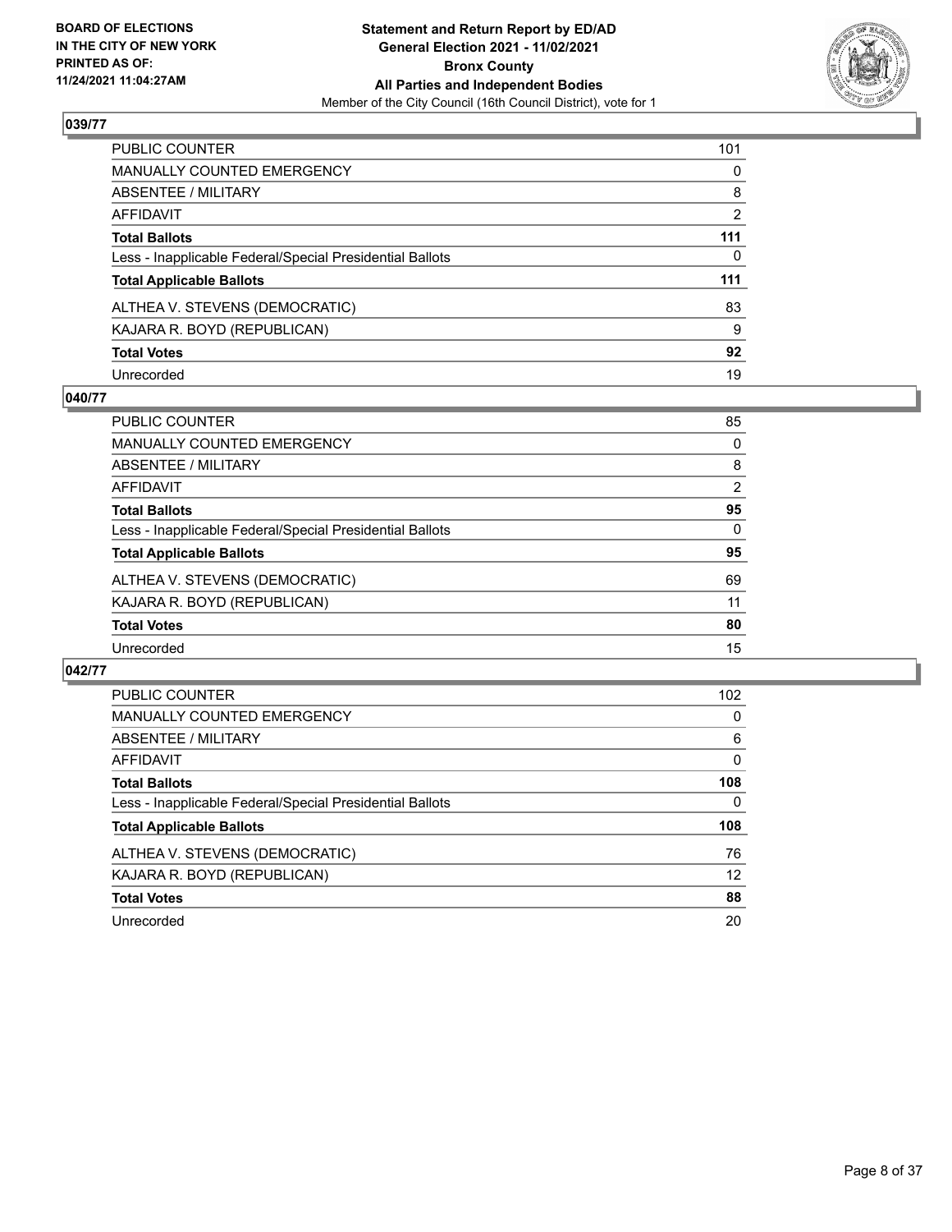## 039/77

| | |
|---|---|
| PUBLIC COUNTER | 101 |
| MANUALLY COUNTED EMERGENCY | 0 |
| ABSENTEE / MILITARY | 8 |
| AFFIDAVIT | 2 |
| **Total Ballots** | **111** |
| Less - Inapplicable Federal/Special Presidential Ballots | 0 |
| **Total Applicable Ballots** | **111** |
| ALTHEA V. STEVENS (DEMOCRATIC) | 83 |
| KAJARA R. BOYD (REPUBLICAN) | 9 |
| **Total Votes** | **92** |
| Unrecorded | 19 |

## 040/77

| | |
|---|---|
| PUBLIC COUNTER | 85 |
| MANUALLY COUNTED EMERGENCY | 0 |
| ABSENTEE / MILITARY | 8 |
| AFFIDAVIT | 2 |
| **Total Ballots** | **95** |
| Less - Inapplicable Federal/Special Presidential Ballots | 0 |
| **Total Applicable Ballots** | **95** |
| ALTHEA V. STEVENS (DEMOCRATIC) | 69 |
| KAJARA R. BOYD (REPUBLICAN) | 11 |
| **Total Votes** | **80** |
| Unrecorded | 15 |

## 042/77

| | |
|---|---|
| PUBLIC COUNTER | 102 |
| MANUALLY COUNTED EMERGENCY | 0 |
| ABSENTEE / MILITARY | 6 |
| AFFIDAVIT | 0 |
| **Total Ballots** | **108** |
| Less - Inapplicable Federal/Special Presidential Ballots | 0 |
| **Total Applicable Ballots** | **108** |
| ALTHEA V. STEVENS (DEMOCRATIC) | 76 |
| KAJARA R. BOYD (REPUBLICAN) | 12 |
| **Total Votes** | **88** |
| Unrecorded | 20 |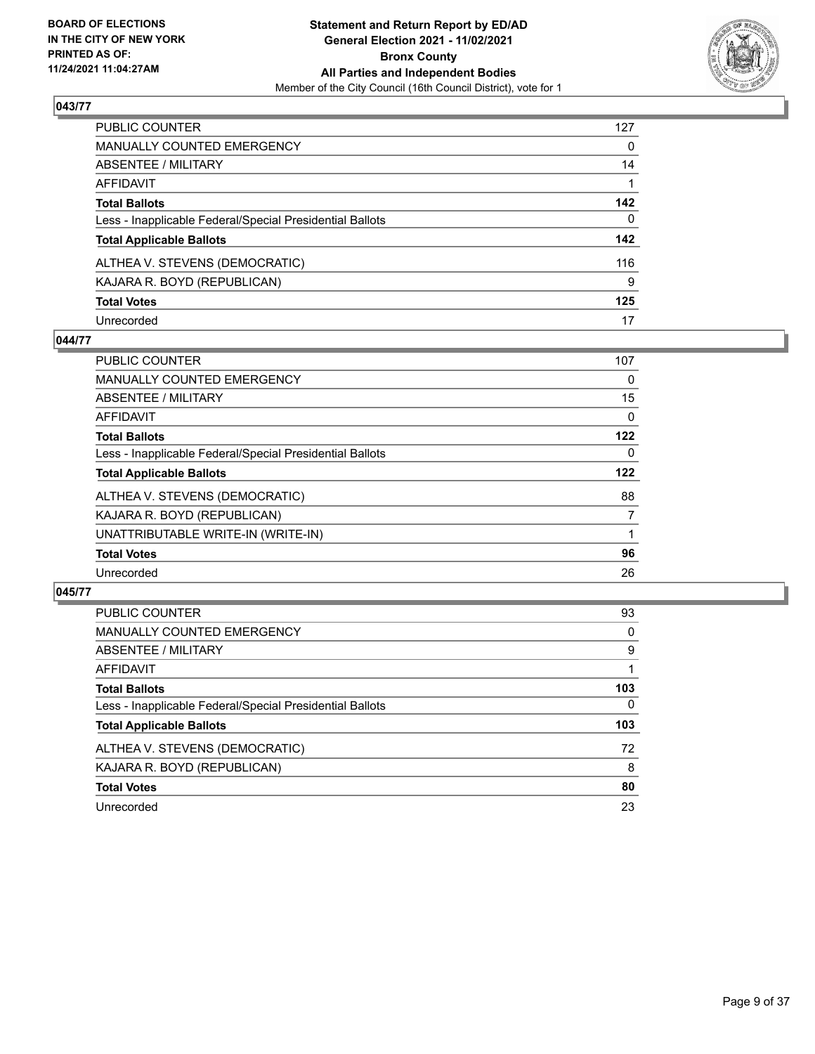**BOARD OF ELECTIONS IN THE CITY OF NEW YORK PRINTED AS OF: 11/24/2021 11:04:27AM**

**Statement and Return Report by ED/AD General Election 2021 - 11/02/2021 Bronx County All Parties and Independent Bodies**

Member of the City Council (16th Council District), vote for 1

## 043/77

| | |
|---|---|
| PUBLIC COUNTER | 127 |
| MANUALLY COUNTED EMERGENCY | 0 |
| ABSENTEE / MILITARY | 14 |
| AFFIDAVIT | 1 |
| **Total Ballots** | **142** |
| Less - Inapplicable Federal/Special Presidential Ballots | 0 |
| **Total Applicable Ballots** | **142** |
| ALTHEA V. STEVENS (DEMOCRATIC) | 116 |
| KAJARA R. BOYD (REPUBLICAN) | 9 |
| **Total Votes** | **125** |
| Unrecorded | 17 |

## 044/77

| | |
|---|---|
| PUBLIC COUNTER | 107 |
| MANUALLY COUNTED EMERGENCY | 0 |
| ABSENTEE / MILITARY | 15 |
| AFFIDAVIT | 0 |
| **Total Ballots** | **122** |
| Less - Inapplicable Federal/Special Presidential Ballots | 0 |
| **Total Applicable Ballots** | **122** |
| ALTHEA V. STEVENS (DEMOCRATIC) | 88 |
| KAJARA R. BOYD (REPUBLICAN) | 7 |
| UNATTRIBUTABLE WRITE-IN (WRITE-IN) | 1 |
| **Total Votes** | **96** |
| Unrecorded | 26 |

## 045/77

| | |
|---|---|
| PUBLIC COUNTER | 93 |
| MANUALLY COUNTED EMERGENCY | 0 |
| ABSENTEE / MILITARY | 9 |
| AFFIDAVIT | 1 |
| **Total Ballots** | **103** |
| Less - Inapplicable Federal/Special Presidential Ballots | 0 |
| **Total Applicable Ballots** | **103** |
| ALTHEA V. STEVENS (DEMOCRATIC) | 72 |
| KAJARA R. BOYD (REPUBLICAN) | 8 |
| **Total Votes** | **80** |
| Unrecorded | 23 |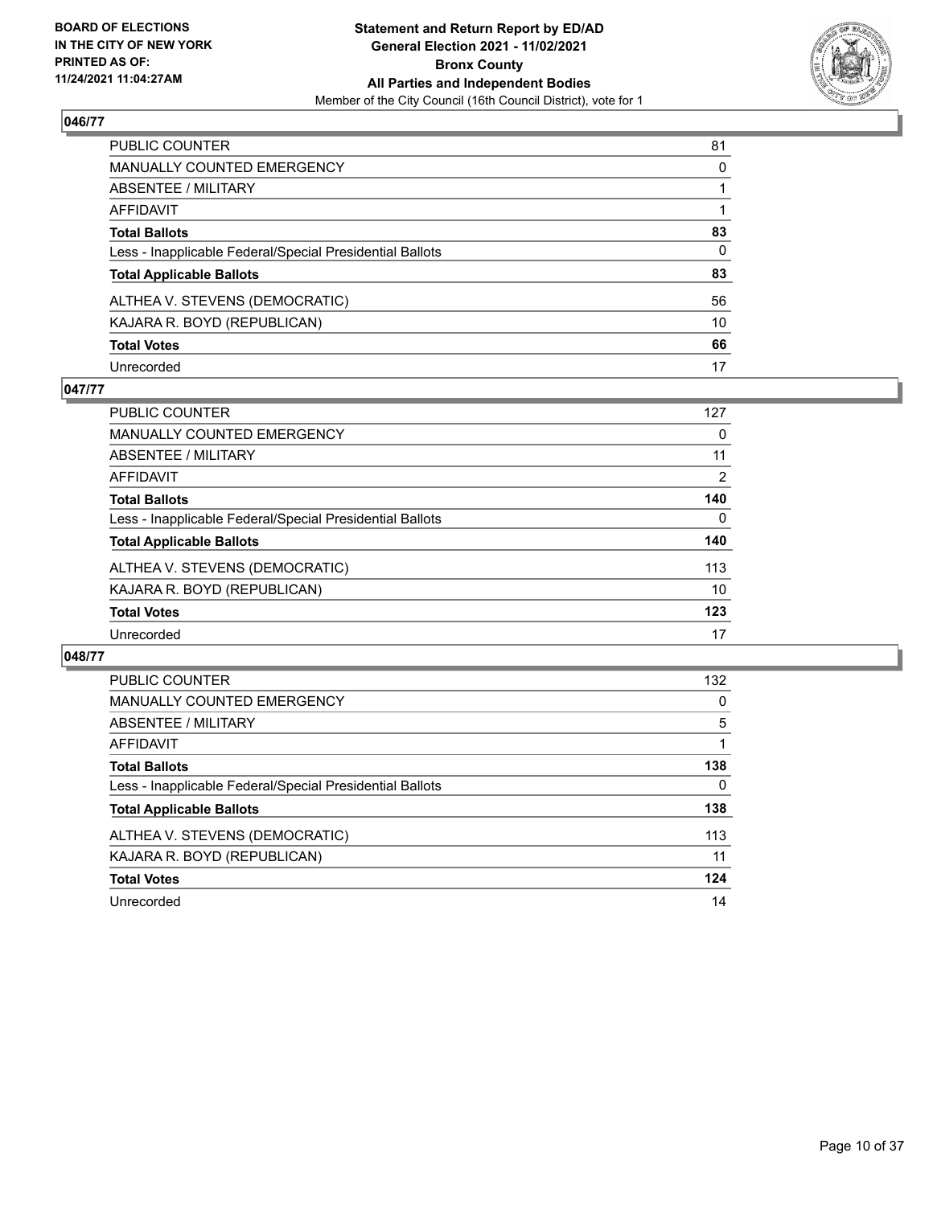**BOARD OF ELECTIONS IN THE CITY OF NEW YORK PRINTED AS OF: 11/24/2021 11:04:27AM**

**Statement and Return Report by ED/AD General Election 2021 - 11/02/2021 Bronx County All Parties and Independent Bodies**
Member of the City Council (16th Council District), vote for 1

### 046/77

| | |
|---|---|
| PUBLIC COUNTER | 81 |
| MANUALLY COUNTED EMERGENCY | 0 |
| ABSENTEE / MILITARY | 1 |
| AFFIDAVIT | 1 |
| **Total Ballots** | **83** |
| Less - Inapplicable Federal/Special Presidential Ballots | 0 |
| **Total Applicable Ballots** | **83** |
| ALTHEA V. STEVENS (DEMOCRATIC) | 56 |
| KAJARA R. BOYD (REPUBLICAN) | 10 |
| **Total Votes** | **66** |
| Unrecorded | 17 |

### 047/77

| | |
|---|---|
| PUBLIC COUNTER | 127 |
| MANUALLY COUNTED EMERGENCY | 0 |
| ABSENTEE / MILITARY | 11 |
| AFFIDAVIT | 2 |
| **Total Ballots** | **140** |
| Less - Inapplicable Federal/Special Presidential Ballots | 0 |
| **Total Applicable Ballots** | **140** |
| ALTHEA V. STEVENS (DEMOCRATIC) | 113 |
| KAJARA R. BOYD (REPUBLICAN) | 10 |
| **Total Votes** | **123** |
| Unrecorded | 17 |

### 048/77

| | |
|---|---|
| PUBLIC COUNTER | 132 |
| MANUALLY COUNTED EMERGENCY | 0 |
| ABSENTEE / MILITARY | 5 |
| AFFIDAVIT | 1 |
| **Total Ballots** | **138** |
| Less - Inapplicable Federal/Special Presidential Ballots | 0 |
| **Total Applicable Ballots** | **138** |
| ALTHEA V. STEVENS (DEMOCRATIC) | 113 |
| KAJARA R. BOYD (REPUBLICAN) | 11 |
| **Total Votes** | **124** |
| Unrecorded | 14 |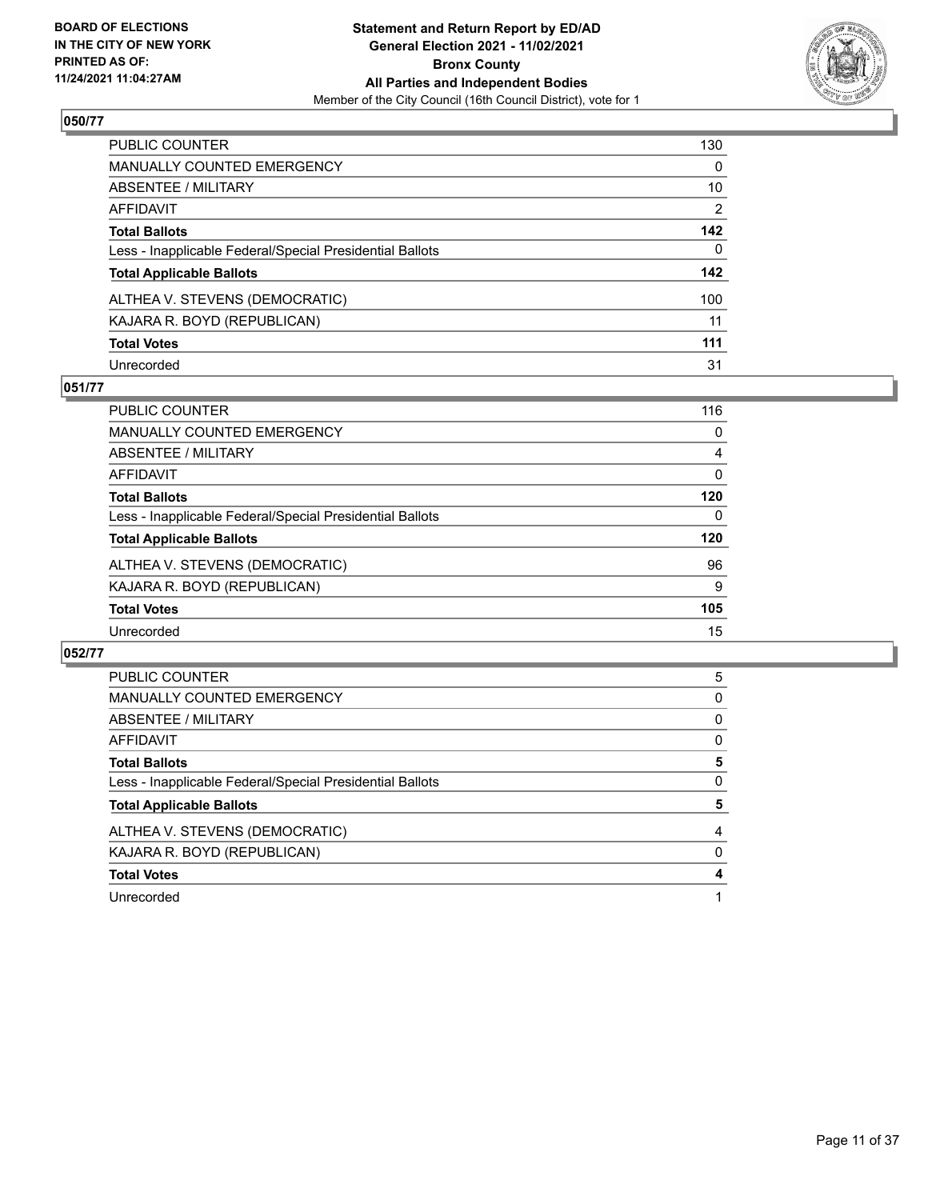**BOARD OF ELECTIONS IN THE CITY OF NEW YORK PRINTED AS OF: 11/24/2021 11:04:27AM**

**Statement and Return Report by ED/AD General Election 2021 - 11/02/2021 Bronx County All Parties and Independent Bodies**

Member of the City Council (16th Council District), vote for 1

## 050/77

| | |
|---|---|
| PUBLIC COUNTER | 130 |
| MANUALLY COUNTED EMERGENCY | 0 |
| ABSENTEE / MILITARY | 10 |
| AFFIDAVIT | 2 |
| **Total Ballots** | **142** |
| Less - Inapplicable Federal/Special Presidential Ballots | 0 |
| **Total Applicable Ballots** | **142** |
| ALTHEA V. STEVENS (DEMOCRATIC) | 100 |
| KAJARA R. BOYD (REPUBLICAN) | 11 |
| **Total Votes** | **111** |
| Unrecorded | 31 |

## 051/77

| | |
|---|---|
| PUBLIC COUNTER | 116 |
| MANUALLY COUNTED EMERGENCY | 0 |
| ABSENTEE / MILITARY | 4 |
| AFFIDAVIT | 0 |
| **Total Ballots** | **120** |
| Less - Inapplicable Federal/Special Presidential Ballots | 0 |
| **Total Applicable Ballots** | **120** |
| ALTHEA V. STEVENS (DEMOCRATIC) | 96 |
| KAJARA R. BOYD (REPUBLICAN) | 9 |
| **Total Votes** | **105** |
| Unrecorded | 15 |

## 052/77

| | |
|---|---|
| PUBLIC COUNTER | 5 |
| MANUALLY COUNTED EMERGENCY | 0 |
| ABSENTEE / MILITARY | 0 |
| AFFIDAVIT | 0 |
| **Total Ballots** | **5** |
| Less - Inapplicable Federal/Special Presidential Ballots | 0 |
| **Total Applicable Ballots** | **5** |
| ALTHEA V. STEVENS (DEMOCRATIC) | 4 |
| KAJARA R. BOYD (REPUBLICAN) | 0 |
| **Total Votes** | **4** |
| Unrecorded | 1 |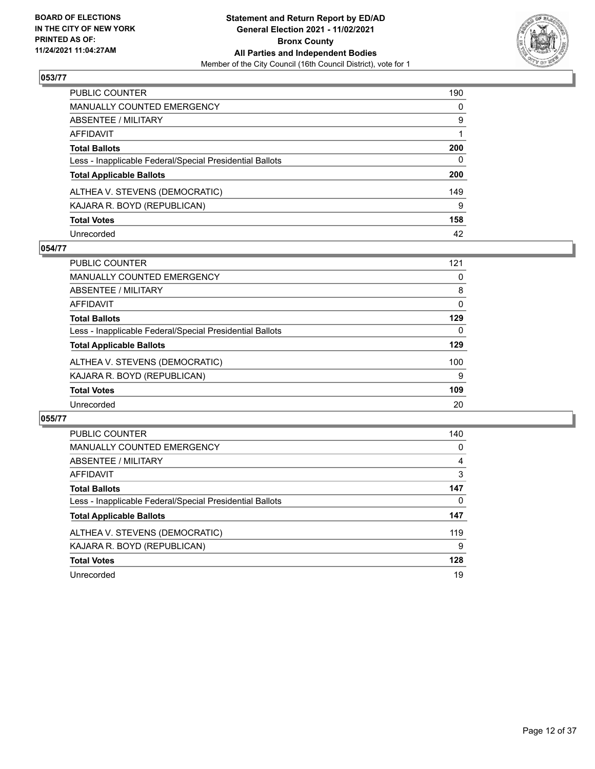## 053/77

| | |
|---|---|
| PUBLIC COUNTER | 190 |
| MANUALLY COUNTED EMERGENCY | 0 |
| ABSENTEE / MILITARY | 9 |
| AFFIDAVIT | 1 |
| **Total Ballots** | **200** |
| Less - Inapplicable Federal/Special Presidential Ballots | 0 |
| **Total Applicable Ballots** | **200** |
| ALTHEA V. STEVENS (DEMOCRATIC) | 149 |
| KAJARA R. BOYD (REPUBLICAN) | 9 |
| **Total Votes** | **158** |
| Unrecorded | 42 |

## 054/77

| | |
|---|---|
| PUBLIC COUNTER | 121 |
| MANUALLY COUNTED EMERGENCY | 0 |
| ABSENTEE / MILITARY | 8 |
| AFFIDAVIT | 0 |
| **Total Ballots** | **129** |
| Less - Inapplicable Federal/Special Presidential Ballots | 0 |
| **Total Applicable Ballots** | **129** |
| ALTHEA V. STEVENS (DEMOCRATIC) | 100 |
| KAJARA R. BOYD (REPUBLICAN) | 9 |
| **Total Votes** | **109** |
| Unrecorded | 20 |

## 055/77

| | |
|---|---|
| PUBLIC COUNTER | 140 |
| MANUALLY COUNTED EMERGENCY | 0 |
| ABSENTEE / MILITARY | 4 |
| AFFIDAVIT | 3 |
| **Total Ballots** | **147** |
| Less - Inapplicable Federal/Special Presidential Ballots | 0 |
| **Total Applicable Ballots** | **147** |
| ALTHEA V. STEVENS (DEMOCRATIC) | 119 |
| KAJARA R. BOYD (REPUBLICAN) | 9 |
| **Total Votes** | **128** |
| Unrecorded | 19 |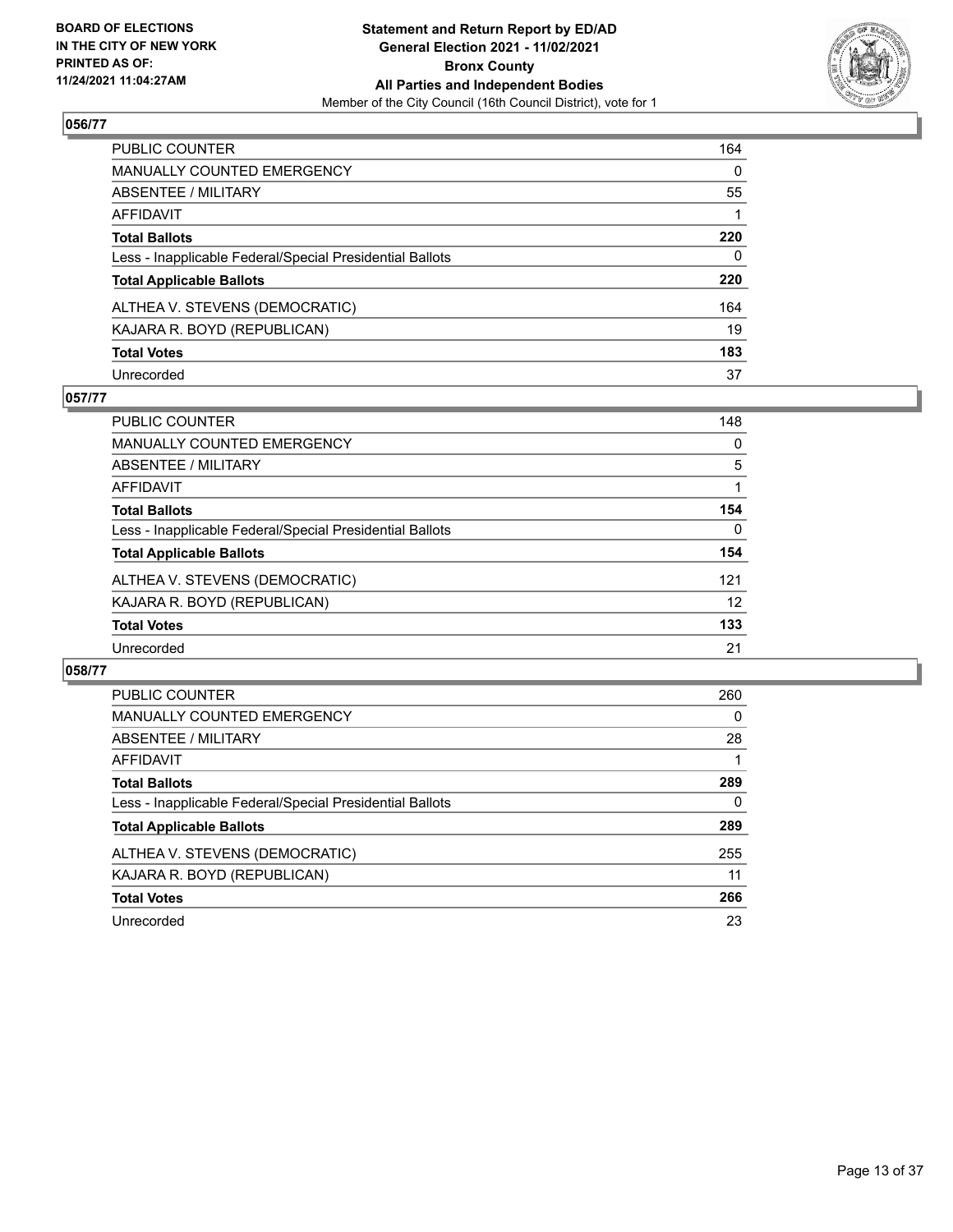## 056/77

| | |
|---|---|
| PUBLIC COUNTER | 164 |
| MANUALLY COUNTED EMERGENCY | 0 |
| ABSENTEE / MILITARY | 55 |
| AFFIDAVIT | 1 |
| **Total Ballots** | **220** |
| Less - Inapplicable Federal/Special Presidential Ballots | 0 |
| **Total Applicable Ballots** | **220** |
| ALTHEA V. STEVENS (DEMOCRATIC) | 164 |
| KAJARA R. BOYD (REPUBLICAN) | 19 |
| **Total Votes** | **183** |
| Unrecorded | 37 |

## 057/77

| | |
|---|---|
| PUBLIC COUNTER | 148 |
| MANUALLY COUNTED EMERGENCY | 0 |
| ABSENTEE / MILITARY | 5 |
| AFFIDAVIT | 1 |
| **Total Ballots** | **154** |
| Less - Inapplicable Federal/Special Presidential Ballots | 0 |
| **Total Applicable Ballots** | **154** |
| ALTHEA V. STEVENS (DEMOCRATIC) | 121 |
| KAJARA R. BOYD (REPUBLICAN) | 12 |
| **Total Votes** | **133** |
| Unrecorded | 21 |

## 058/77

| | |
|---|---|
| PUBLIC COUNTER | 260 |
| MANUALLY COUNTED EMERGENCY | 0 |
| ABSENTEE / MILITARY | 28 |
| AFFIDAVIT | 1 |
| **Total Ballots** | **289** |
| Less - Inapplicable Federal/Special Presidential Ballots | 0 |
| **Total Applicable Ballots** | **289** |
| ALTHEA V. STEVENS (DEMOCRATIC) | 255 |
| KAJARA R. BOYD (REPUBLICAN) | 11 |
| **Total Votes** | **266** |
| Unrecorded | 23 |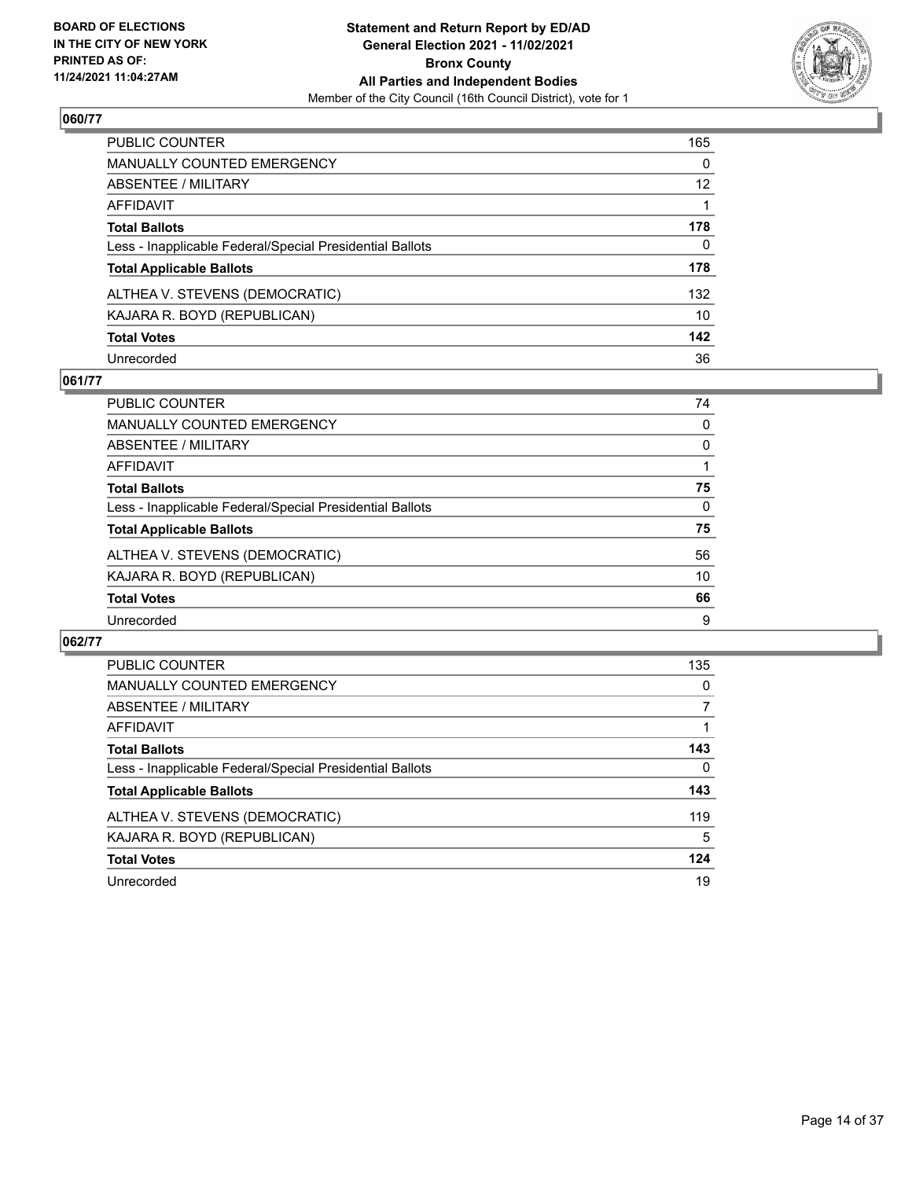BOARD OF ELECTIONS
IN THE CITY OF NEW YORK
PRINTED AS OF:
11/24/2021 11:04:27AM

**Statement and Return Report by ED/AD**
**General Election 2021 - 11/02/2021**
**Bronx County**
**All Parties and Independent Bodies**
Member of the City Council (16th Council District), vote for 1

## 060/77

| | |
|---|---|
| PUBLIC COUNTER | 165 |
| MANUALLY COUNTED EMERGENCY | 0 |
| ABSENTEE / MILITARY | 12 |
| AFFIDAVIT | 1 |
| **Total Ballots** | **178** |
| Less - Inapplicable Federal/Special Presidential Ballots | 0 |
| **Total Applicable Ballots** | **178** |
| ALTHEA V. STEVENS (DEMOCRATIC) | 132 |
| KAJARA R. BOYD (REPUBLICAN) | 10 |
| **Total Votes** | **142** |
| Unrecorded | 36 |

## 061/77

| | |
|---|---|
| PUBLIC COUNTER | 74 |
| MANUALLY COUNTED EMERGENCY | 0 |
| ABSENTEE / MILITARY | 0 |
| AFFIDAVIT | 1 |
| **Total Ballots** | **75** |
| Less - Inapplicable Federal/Special Presidential Ballots | 0 |
| **Total Applicable Ballots** | **75** |
| ALTHEA V. STEVENS (DEMOCRATIC) | 56 |
| KAJARA R. BOYD (REPUBLICAN) | 10 |
| **Total Votes** | **66** |
| Unrecorded | 9 |

## 062/77

| | |
|---|---|
| PUBLIC COUNTER | 135 |
| MANUALLY COUNTED EMERGENCY | 0 |
| ABSENTEE / MILITARY | 7 |
| AFFIDAVIT | 1 |
| **Total Ballots** | **143** |
| Less - Inapplicable Federal/Special Presidential Ballots | 0 |
| **Total Applicable Ballots** | **143** |
| ALTHEA V. STEVENS (DEMOCRATIC) | 119 |
| KAJARA R. BOYD (REPUBLICAN) | 5 |
| **Total Votes** | **124** |
| Unrecorded | 19 |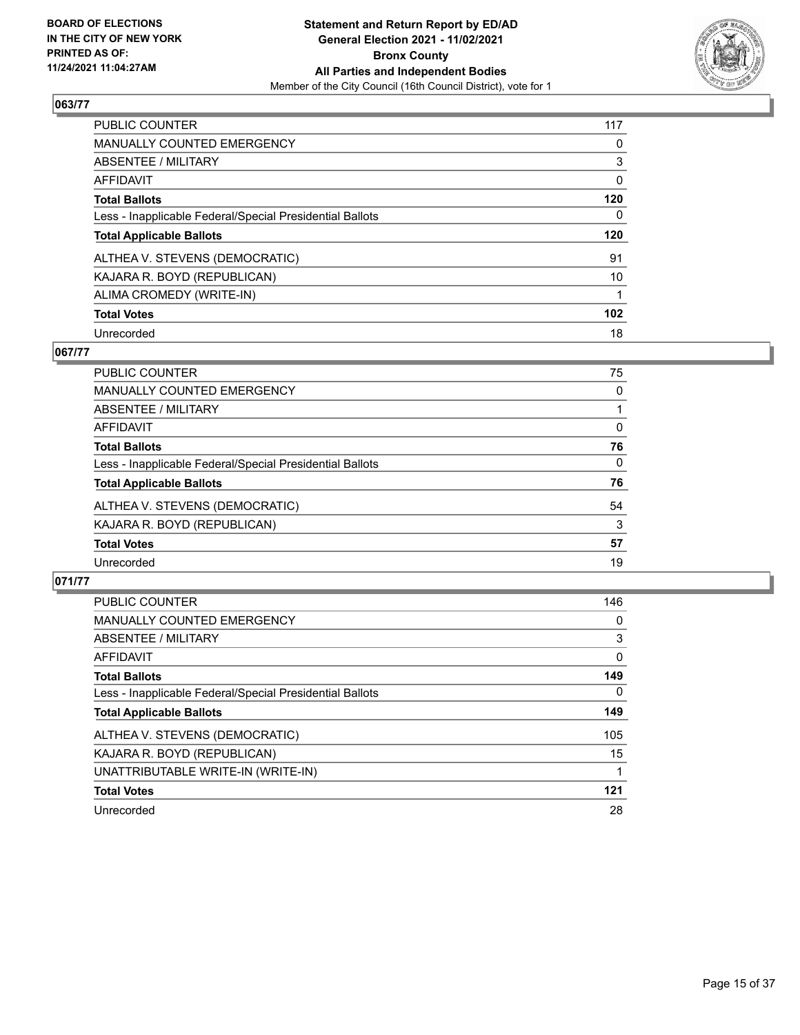**BOARD OF ELECTIONS IN THE CITY OF NEW YORK PRINTED AS OF: 11/24/2021 11:04:27AM**

**Statement and Return Report by ED/AD General Election 2021 - 11/02/2021 Bronx County All Parties and Independent Bodies**
Member of the City Council (16th Council District), vote for 1

## 063/77

| | |
|---|---|
| PUBLIC COUNTER | 117 |
| MANUALLY COUNTED EMERGENCY | 0 |
| ABSENTEE / MILITARY | 3 |
| AFFIDAVIT | 0 |
| **Total Ballots** | **120** |
| Less - Inapplicable Federal/Special Presidential Ballots | 0 |
| **Total Applicable Ballots** | **120** |
| ALTHEA V. STEVENS (DEMOCRATIC) | 91 |
| KAJARA R. BOYD (REPUBLICAN) | 10 |
| ALIMA CROMEDY (WRITE-IN) | 1 |
| **Total Votes** | **102** |
| Unrecorded | 18 |

## 067/77

| | |
|---|---|
| PUBLIC COUNTER | 75 |
| MANUALLY COUNTED EMERGENCY | 0 |
| ABSENTEE / MILITARY | 1 |
| AFFIDAVIT | 0 |
| **Total Ballots** | **76** |
| Less - Inapplicable Federal/Special Presidential Ballots | 0 |
| **Total Applicable Ballots** | **76** |
| ALTHEA V. STEVENS (DEMOCRATIC) | 54 |
| KAJARA R. BOYD (REPUBLICAN) | 3 |
| **Total Votes** | **57** |
| Unrecorded | 19 |

## 071/77

| | |
|---|---|
| PUBLIC COUNTER | 146 |
| MANUALLY COUNTED EMERGENCY | 0 |
| ABSENTEE / MILITARY | 3 |
| AFFIDAVIT | 0 |
| **Total Ballots** | **149** |
| Less - Inapplicable Federal/Special Presidential Ballots | 0 |
| **Total Applicable Ballots** | **149** |
| ALTHEA V. STEVENS (DEMOCRATIC) | 105 |
| KAJARA R. BOYD (REPUBLICAN) | 15 |
| UNATTRIBUTABLE WRITE-IN (WRITE-IN) | 1 |
| **Total Votes** | **121** |
| Unrecorded | 28 |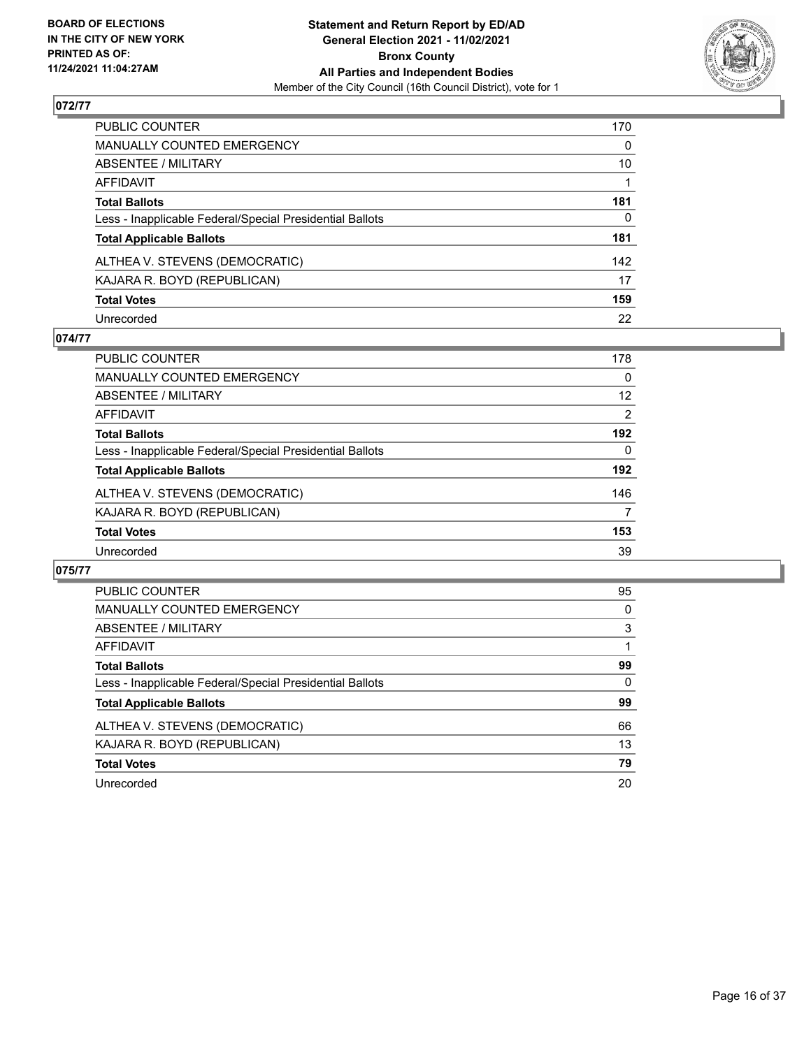## 072/77

| | |
|---|---|
| PUBLIC COUNTER | 170 |
| MANUALLY COUNTED EMERGENCY | 0 |
| ABSENTEE / MILITARY | 10 |
| AFFIDAVIT | 1 |
| **Total Ballots** | **181** |
| Less - Inapplicable Federal/Special Presidential Ballots | 0 |
| **Total Applicable Ballots** | **181** |
| ALTHEA V. STEVENS (DEMOCRATIC) | 142 |
| KAJARA R. BOYD (REPUBLICAN) | 17 |
| **Total Votes** | **159** |
| Unrecorded | 22 |

## 074/77

| | |
|---|---|
| PUBLIC COUNTER | 178 |
| MANUALLY COUNTED EMERGENCY | 0 |
| ABSENTEE / MILITARY | 12 |
| AFFIDAVIT | 2 |
| **Total Ballots** | **192** |
| Less - Inapplicable Federal/Special Presidential Ballots | 0 |
| **Total Applicable Ballots** | **192** |
| ALTHEA V. STEVENS (DEMOCRATIC) | 146 |
| KAJARA R. BOYD (REPUBLICAN) | 7 |
| **Total Votes** | **153** |
| Unrecorded | 39 |

## 075/77

| | |
|---|---|
| PUBLIC COUNTER | 95 |
| MANUALLY COUNTED EMERGENCY | 0 |
| ABSENTEE / MILITARY | 3 |
| AFFIDAVIT | 1 |
| **Total Ballots** | **99** |
| Less - Inapplicable Federal/Special Presidential Ballots | 0 |
| **Total Applicable Ballots** | **99** |
| ALTHEA V. STEVENS (DEMOCRATIC) | 66 |
| KAJARA R. BOYD (REPUBLICAN) | 13 |
| **Total Votes** | **79** |
| Unrecorded | 20 |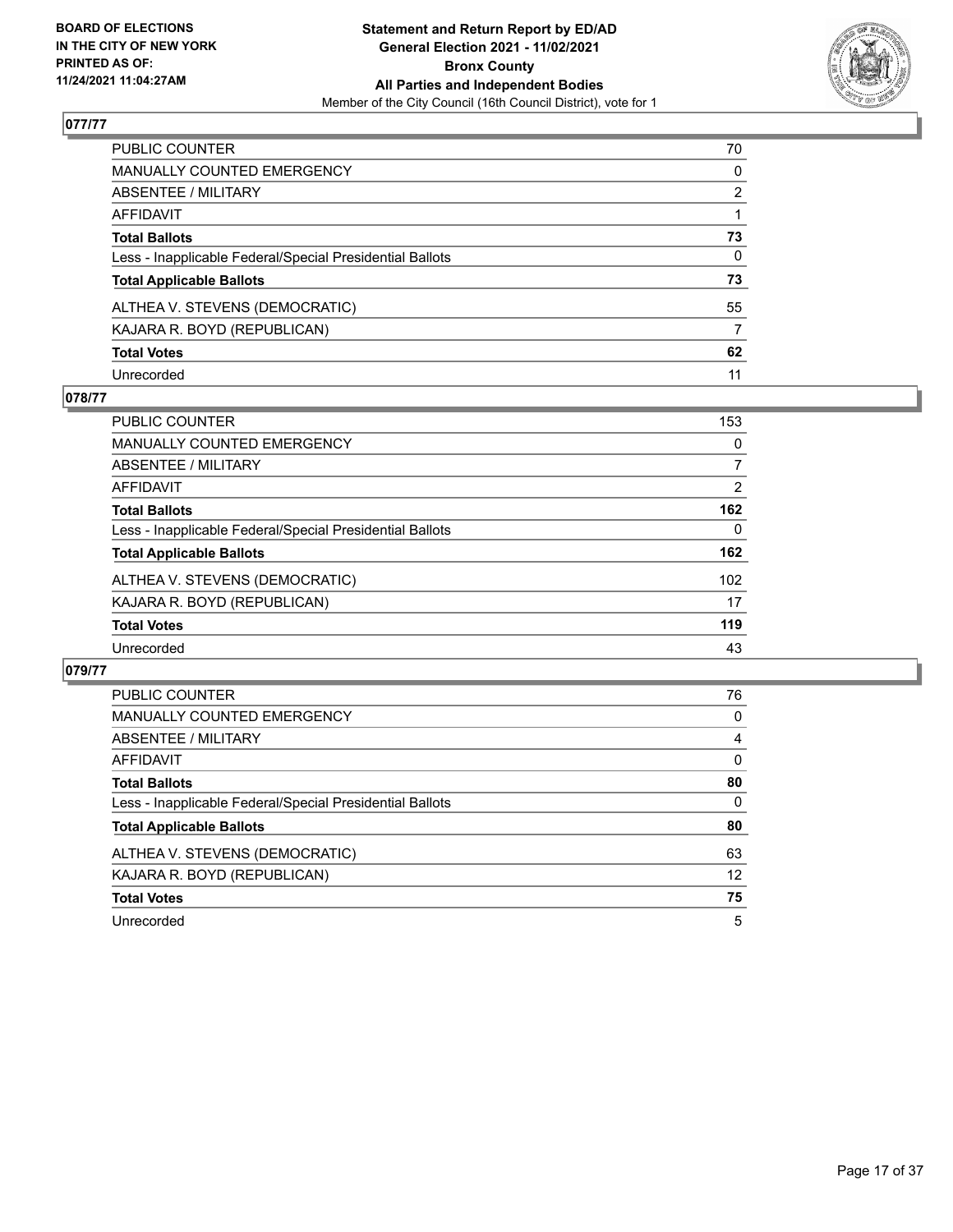## 077/77

| | |
|---|---|
| PUBLIC COUNTER | 70 |
| MANUALLY COUNTED EMERGENCY | 0 |
| ABSENTEE / MILITARY | 2 |
| AFFIDAVIT | 1 |
| **Total Ballots** | **73** |
| Less - Inapplicable Federal/Special Presidential Ballots | 0 |
| **Total Applicable Ballots** | **73** |
| ALTHEA V. STEVENS (DEMOCRATIC) | 55 |
| KAJARA R. BOYD (REPUBLICAN) | 7 |
| **Total Votes** | **62** |
| Unrecorded | 11 |

## 078/77

| | |
|---|---|
| PUBLIC COUNTER | 153 |
| MANUALLY COUNTED EMERGENCY | 0 |
| ABSENTEE / MILITARY | 7 |
| AFFIDAVIT | 2 |
| **Total Ballots** | **162** |
| Less - Inapplicable Federal/Special Presidential Ballots | 0 |
| **Total Applicable Ballots** | **162** |
| ALTHEA V. STEVENS (DEMOCRATIC) | 102 |
| KAJARA R. BOYD (REPUBLICAN) | 17 |
| **Total Votes** | **119** |
| Unrecorded | 43 |

## 079/77

| | |
|---|---|
| PUBLIC COUNTER | 76 |
| MANUALLY COUNTED EMERGENCY | 0 |
| ABSENTEE / MILITARY | 4 |
| AFFIDAVIT | 0 |
| **Total Ballots** | **80** |
| Less - Inapplicable Federal/Special Presidential Ballots | 0 |
| **Total Applicable Ballots** | **80** |
| ALTHEA V. STEVENS (DEMOCRATIC) | 63 |
| KAJARA R. BOYD (REPUBLICAN) | 12 |
| **Total Votes** | **75** |
| Unrecorded | 5 |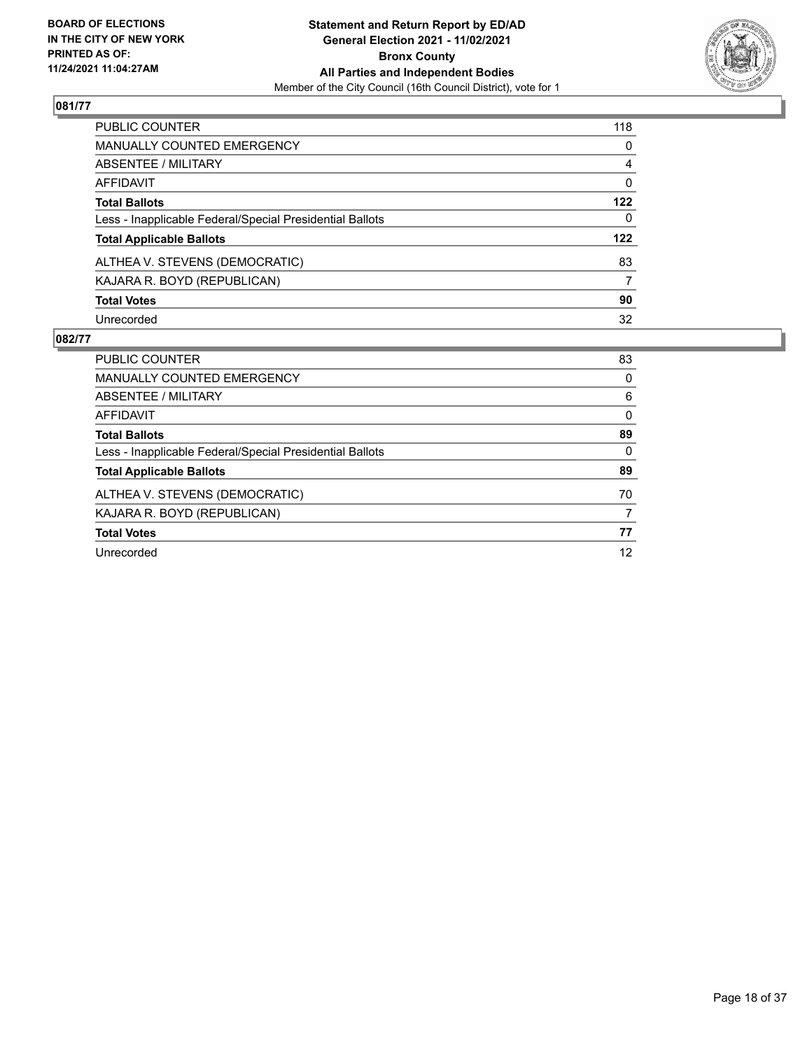**BOARD OF ELECTIONS IN THE CITY OF NEW YORK PRINTED AS OF: 11/24/2021 11:04:27AM**

**Statement and Return Report by ED/AD General Election 2021 - 11/02/2021 Bronx County All Parties and Independent Bodies**

Member of the City Council (16th Council District), vote for 1

## 081/77

| | |
|---|---|
| PUBLIC COUNTER | 118 |
| MANUALLY COUNTED EMERGENCY | 0 |
| ABSENTEE / MILITARY | 4 |
| AFFIDAVIT | 0 |
| **Total Ballots** | **122** |
| Less - Inapplicable Federal/Special Presidential Ballots | 0 |
| **Total Applicable Ballots** | **122** |
| ALTHEA V. STEVENS (DEMOCRATIC) | 83 |
| KAJARA R. BOYD (REPUBLICAN) | 7 |
| **Total Votes** | **90** |
| Unrecorded | 32 |

## 082/77

| | |
|---|---|
| PUBLIC COUNTER | 83 |
| MANUALLY COUNTED EMERGENCY | 0 |
| ABSENTEE / MILITARY | 6 |
| AFFIDAVIT | 0 |
| **Total Ballots** | **89** |
| Less - Inapplicable Federal/Special Presidential Ballots | 0 |
| **Total Applicable Ballots** | **89** |
| ALTHEA V. STEVENS (DEMOCRATIC) | 70 |
| KAJARA R. BOYD (REPUBLICAN) | 7 |
| **Total Votes** | **77** |
| Unrecorded | 12 |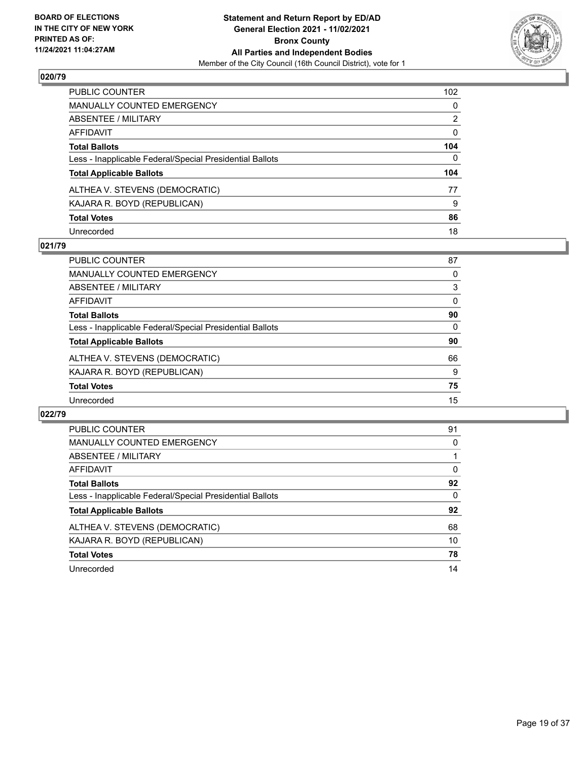## 020/79

| | |
|---|---|
| PUBLIC COUNTER | 102 |
| MANUALLY COUNTED EMERGENCY | 0 |
| ABSENTEE / MILITARY | 2 |
| AFFIDAVIT | 0 |
| **Total Ballots** | **104** |
| Less - Inapplicable Federal/Special Presidential Ballots | 0 |
| **Total Applicable Ballots** | **104** |
| ALTHEA V. STEVENS (DEMOCRATIC) | 77 |
| KAJARA R. BOYD (REPUBLICAN) | 9 |
| **Total Votes** | **86** |
| Unrecorded | 18 |

## 021/79

| | |
|---|---|
| PUBLIC COUNTER | 87 |
| MANUALLY COUNTED EMERGENCY | 0 |
| ABSENTEE / MILITARY | 3 |
| AFFIDAVIT | 0 |
| **Total Ballots** | **90** |
| Less - Inapplicable Federal/Special Presidential Ballots | 0 |
| **Total Applicable Ballots** | **90** |
| ALTHEA V. STEVENS (DEMOCRATIC) | 66 |
| KAJARA R. BOYD (REPUBLICAN) | 9 |
| **Total Votes** | **75** |
| Unrecorded | 15 |

## 022/79

| | |
|---|---|
| PUBLIC COUNTER | 91 |
| MANUALLY COUNTED EMERGENCY | 0 |
| ABSENTEE / MILITARY | 1 |
| AFFIDAVIT | 0 |
| **Total Ballots** | **92** |
| Less - Inapplicable Federal/Special Presidential Ballots | 0 |
| **Total Applicable Ballots** | **92** |
| ALTHEA V. STEVENS (DEMOCRATIC) | 68 |
| KAJARA R. BOYD (REPUBLICAN) | 10 |
| **Total Votes** | **78** |
| Unrecorded | 14 |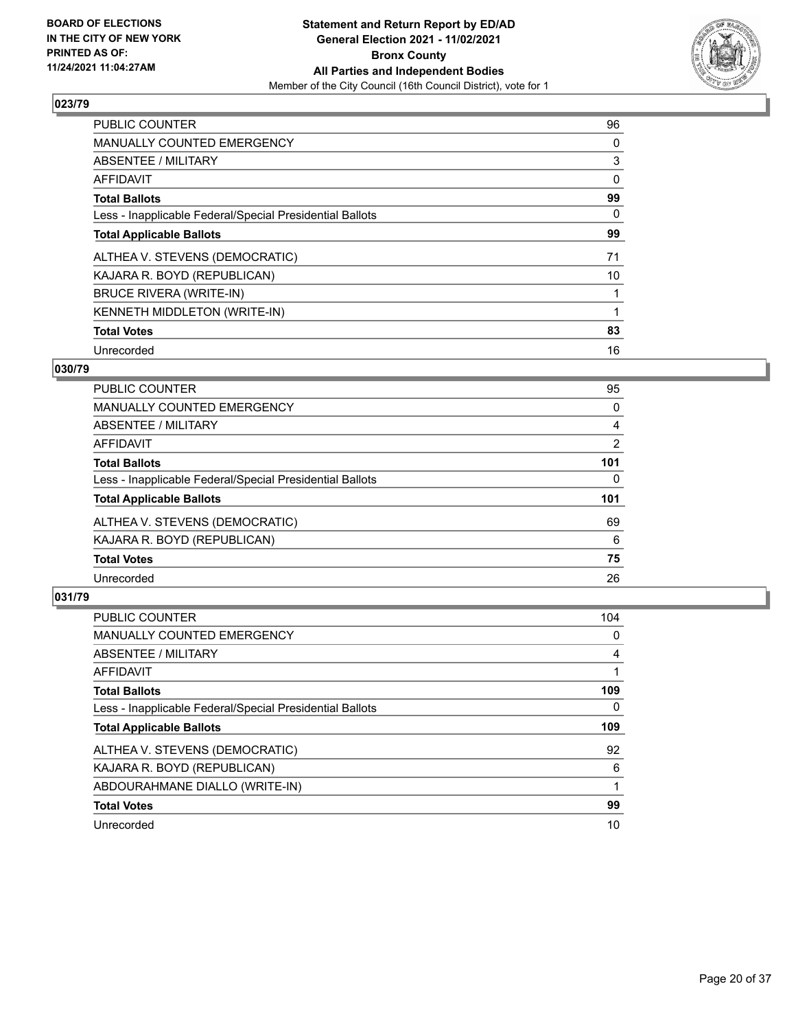**BOARD OF ELECTIONS IN THE CITY OF NEW YORK PRINTED AS OF: 11/24/2021 11:04:27AM**

**Statement and Return Report by ED/AD General Election 2021 - 11/02/2021 Bronx County All Parties and Independent Bodies**
Member of the City Council (16th Council District), vote for 1

## 023/79

| | |
|---|---|
| PUBLIC COUNTER | 96 |
| MANUALLY COUNTED EMERGENCY | 0 |
| ABSENTEE / MILITARY | 3 |
| AFFIDAVIT | 0 |
| **Total Ballots** | **99** |
| Less - Inapplicable Federal/Special Presidential Ballots | 0 |
| **Total Applicable Ballots** | **99** |
| ALTHEA V. STEVENS (DEMOCRATIC) | 71 |
| KAJARA R. BOYD (REPUBLICAN) | 10 |
| BRUCE RIVERA (WRITE-IN) | 1 |
| KENNETH MIDDLETON (WRITE-IN) | 1 |
| **Total Votes** | **83** |
| Unrecorded | 16 |

## 030/79

| | |
|---|---|
| PUBLIC COUNTER | 95 |
| MANUALLY COUNTED EMERGENCY | 0 |
| ABSENTEE / MILITARY | 4 |
| AFFIDAVIT | 2 |
| **Total Ballots** | **101** |
| Less - Inapplicable Federal/Special Presidential Ballots | 0 |
| **Total Applicable Ballots** | **101** |
| ALTHEA V. STEVENS (DEMOCRATIC) | 69 |
| KAJARA R. BOYD (REPUBLICAN) | 6 |
| **Total Votes** | **75** |
| Unrecorded | 26 |

## 031/79

| | |
|---|---|
| PUBLIC COUNTER | 104 |
| MANUALLY COUNTED EMERGENCY | 0 |
| ABSENTEE / MILITARY | 4 |
| AFFIDAVIT | 1 |
| **Total Ballots** | **109** |
| Less - Inapplicable Federal/Special Presidential Ballots | 0 |
| **Total Applicable Ballots** | **109** |
| ALTHEA V. STEVENS (DEMOCRATIC) | 92 |
| KAJARA R. BOYD (REPUBLICAN) | 6 |
| ABDOURAHMANE DIALLO (WRITE-IN) | 1 |
| **Total Votes** | **99** |
| Unrecorded | 10 |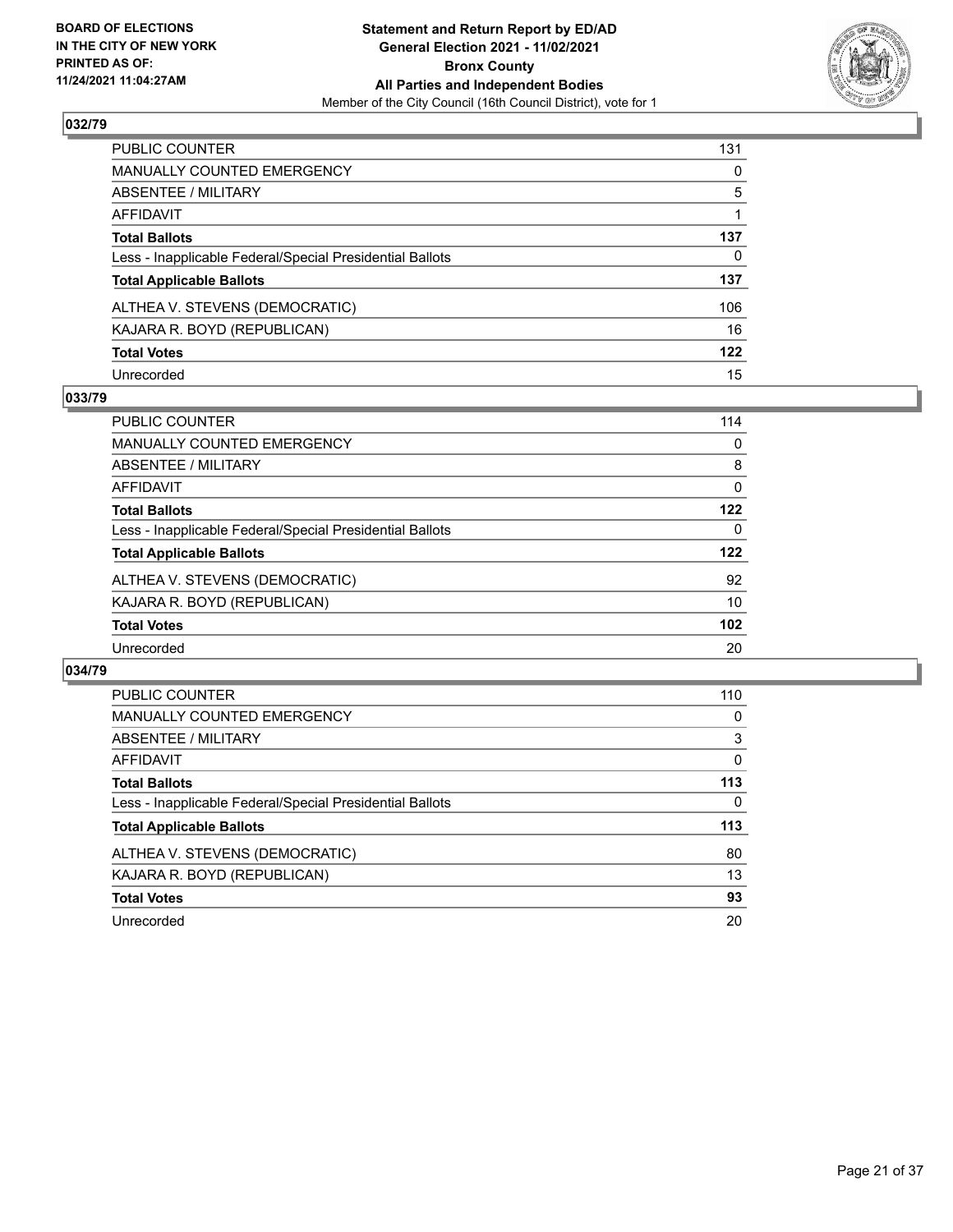**BOARD OF ELECTIONS IN THE CITY OF NEW YORK PRINTED AS OF: 11/24/2021 11:04:27AM**

**Statement and Return Report by ED/AD General Election 2021 - 11/02/2021 Bronx County All Parties and Independent Bodies**
Member of the City Council (16th Council District), vote for 1

## 032/79

| | |
|---|---|
| PUBLIC COUNTER | 131 |
| MANUALLY COUNTED EMERGENCY | 0 |
| ABSENTEE / MILITARY | 5 |
| AFFIDAVIT | 1 |
| **Total Ballots** | **137** |
| Less - Inapplicable Federal/Special Presidential Ballots | 0 |
| **Total Applicable Ballots** | **137** |
| ALTHEA V. STEVENS (DEMOCRATIC) | 106 |
| KAJARA R. BOYD (REPUBLICAN) | 16 |
| **Total Votes** | **122** |
| Unrecorded | 15 |

## 033/79

| | |
|---|---|
| PUBLIC COUNTER | 114 |
| MANUALLY COUNTED EMERGENCY | 0 |
| ABSENTEE / MILITARY | 8 |
| AFFIDAVIT | 0 |
| **Total Ballots** | **122** |
| Less - Inapplicable Federal/Special Presidential Ballots | 0 |
| **Total Applicable Ballots** | **122** |
| ALTHEA V. STEVENS (DEMOCRATIC) | 92 |
| KAJARA R. BOYD (REPUBLICAN) | 10 |
| **Total Votes** | **102** |
| Unrecorded | 20 |

## 034/79

| | |
|---|---|
| PUBLIC COUNTER | 110 |
| MANUALLY COUNTED EMERGENCY | 0 |
| ABSENTEE / MILITARY | 3 |
| AFFIDAVIT | 0 |
| **Total Ballots** | **113** |
| Less - Inapplicable Federal/Special Presidential Ballots | 0 |
| **Total Applicable Ballots** | **113** |
| ALTHEA V. STEVENS (DEMOCRATIC) | 80 |
| KAJARA R. BOYD (REPUBLICAN) | 13 |
| **Total Votes** | **93** |
| Unrecorded | 20 |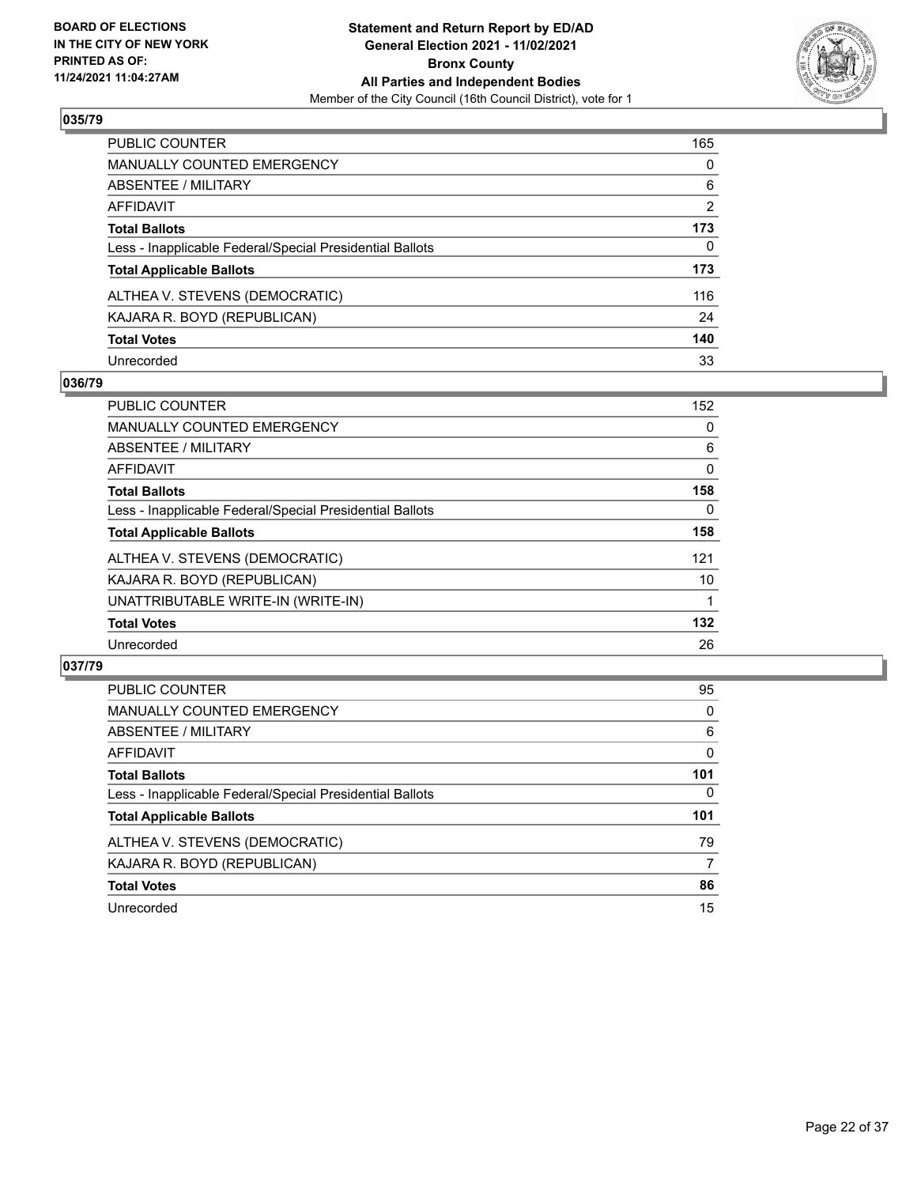**Statement and Return Report by ED/AD**
**General Election 2021 - 11/02/2021**
**Bronx County**
**All Parties and Independent Bodies**
Member of the City Council (16th Council District), vote for 1

BOARD OF ELECTIONS IN THE CITY OF NEW YORK PRINTED AS OF: 11/24/2021 11:04:27AM

## 035/79

| | |
|---|---|
| PUBLIC COUNTER | 165 |
| MANUALLY COUNTED EMERGENCY | 0 |
| ABSENTEE / MILITARY | 6 |
| AFFIDAVIT | 2 |
| **Total Ballots** | **173** |
| Less - Inapplicable Federal/Special Presidential Ballots | 0 |
| **Total Applicable Ballots** | **173** |
| ALTHEA V. STEVENS (DEMOCRATIC) | 116 |
| KAJARA R. BOYD (REPUBLICAN) | 24 |
| **Total Votes** | **140** |
| Unrecorded | 33 |

## 036/79

| | |
|---|---|
| PUBLIC COUNTER | 152 |
| MANUALLY COUNTED EMERGENCY | 0 |
| ABSENTEE / MILITARY | 6 |
| AFFIDAVIT | 0 |
| **Total Ballots** | **158** |
| Less - Inapplicable Federal/Special Presidential Ballots | 0 |
| **Total Applicable Ballots** | **158** |
| ALTHEA V. STEVENS (DEMOCRATIC) | 121 |
| KAJARA R. BOYD (REPUBLICAN) | 10 |
| UNATTRIBUTABLE WRITE-IN (WRITE-IN) | 1 |
| **Total Votes** | **132** |
| Unrecorded | 26 |

## 037/79

| | |
|---|---|
| PUBLIC COUNTER | 95 |
| MANUALLY COUNTED EMERGENCY | 0 |
| ABSENTEE / MILITARY | 6 |
| AFFIDAVIT | 0 |
| **Total Ballots** | **101** |
| Less - Inapplicable Federal/Special Presidential Ballots | 0 |
| **Total Applicable Ballots** | **101** |
| ALTHEA V. STEVENS (DEMOCRATIC) | 79 |
| KAJARA R. BOYD (REPUBLICAN) | 7 |
| **Total Votes** | **86** |
| Unrecorded | 15 |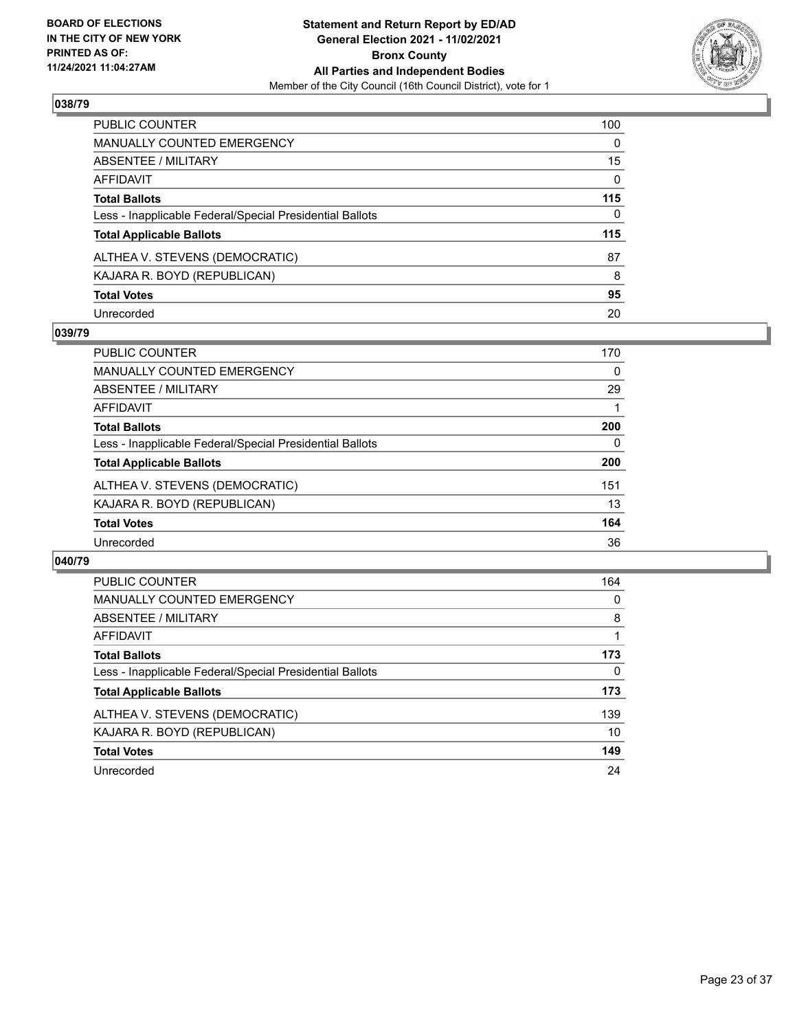**BOARD OF ELECTIONS IN THE CITY OF NEW YORK PRINTED AS OF: 11/24/2021 11:04:27AM**

**Statement and Return Report by ED/AD General Election 2021 - 11/02/2021 Bronx County All Parties and Independent Bodies**
Member of the City Council (16th Council District), vote for 1

### 038/79

| | |
|---|---|
| PUBLIC COUNTER | 100 |
| MANUALLY COUNTED EMERGENCY | 0 |
| ABSENTEE / MILITARY | 15 |
| AFFIDAVIT | 0 |
| **Total Ballots** | **115** |
| Less - Inapplicable Federal/Special Presidential Ballots | 0 |
| **Total Applicable Ballots** | **115** |
| ALTHEA V. STEVENS (DEMOCRATIC) | 87 |
| KAJARA R. BOYD (REPUBLICAN) | 8 |
| **Total Votes** | **95** |
| Unrecorded | 20 |

### 039/79

| | |
|---|---|
| PUBLIC COUNTER | 170 |
| MANUALLY COUNTED EMERGENCY | 0 |
| ABSENTEE / MILITARY | 29 |
| AFFIDAVIT | 1 |
| **Total Ballots** | **200** |
| Less - Inapplicable Federal/Special Presidential Ballots | 0 |
| **Total Applicable Ballots** | **200** |
| ALTHEA V. STEVENS (DEMOCRATIC) | 151 |
| KAJARA R. BOYD (REPUBLICAN) | 13 |
| **Total Votes** | **164** |
| Unrecorded | 36 |

### 040/79

| | |
|---|---|
| PUBLIC COUNTER | 164 |
| MANUALLY COUNTED EMERGENCY | 0 |
| ABSENTEE / MILITARY | 8 |
| AFFIDAVIT | 1 |
| **Total Ballots** | **173** |
| Less - Inapplicable Federal/Special Presidential Ballots | 0 |
| **Total Applicable Ballots** | **173** |
| ALTHEA V. STEVENS (DEMOCRATIC) | 139 |
| KAJARA R. BOYD (REPUBLICAN) | 10 |
| **Total Votes** | **149** |
| Unrecorded | 24 |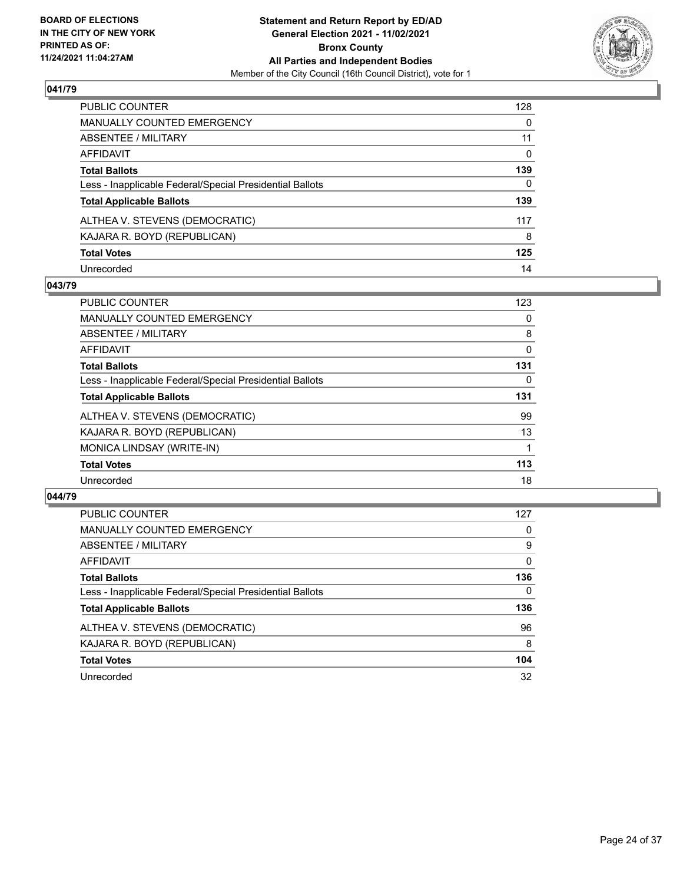## 041/79

| | |
|---|---|
| PUBLIC COUNTER | 128 |
| MANUALLY COUNTED EMERGENCY | 0 |
| ABSENTEE / MILITARY | 11 |
| AFFIDAVIT | 0 |
| **Total Ballots** | **139** |
| Less - Inapplicable Federal/Special Presidential Ballots | 0 |
| **Total Applicable Ballots** | **139** |
| ALTHEA V. STEVENS (DEMOCRATIC) | 117 |
| KAJARA R. BOYD (REPUBLICAN) | 8 |
| **Total Votes** | **125** |
| Unrecorded | 14 |

## 043/79

| | |
|---|---|
| PUBLIC COUNTER | 123 |
| MANUALLY COUNTED EMERGENCY | 0 |
| ABSENTEE / MILITARY | 8 |
| AFFIDAVIT | 0 |
| **Total Ballots** | **131** |
| Less - Inapplicable Federal/Special Presidential Ballots | 0 |
| **Total Applicable Ballots** | **131** |
| ALTHEA V. STEVENS (DEMOCRATIC) | 99 |
| KAJARA R. BOYD (REPUBLICAN) | 13 |
| MONICA LINDSAY (WRITE-IN) | 1 |
| **Total Votes** | **113** |
| Unrecorded | 18 |

## 044/79

| | |
|---|---|
| PUBLIC COUNTER | 127 |
| MANUALLY COUNTED EMERGENCY | 0 |
| ABSENTEE / MILITARY | 9 |
| AFFIDAVIT | 0 |
| **Total Ballots** | **136** |
| Less - Inapplicable Federal/Special Presidential Ballots | 0 |
| **Total Applicable Ballots** | **136** |
| ALTHEA V. STEVENS (DEMOCRATIC) | 96 |
| KAJARA R. BOYD (REPUBLICAN) | 8 |
| **Total Votes** | **104** |
| Unrecorded | 32 |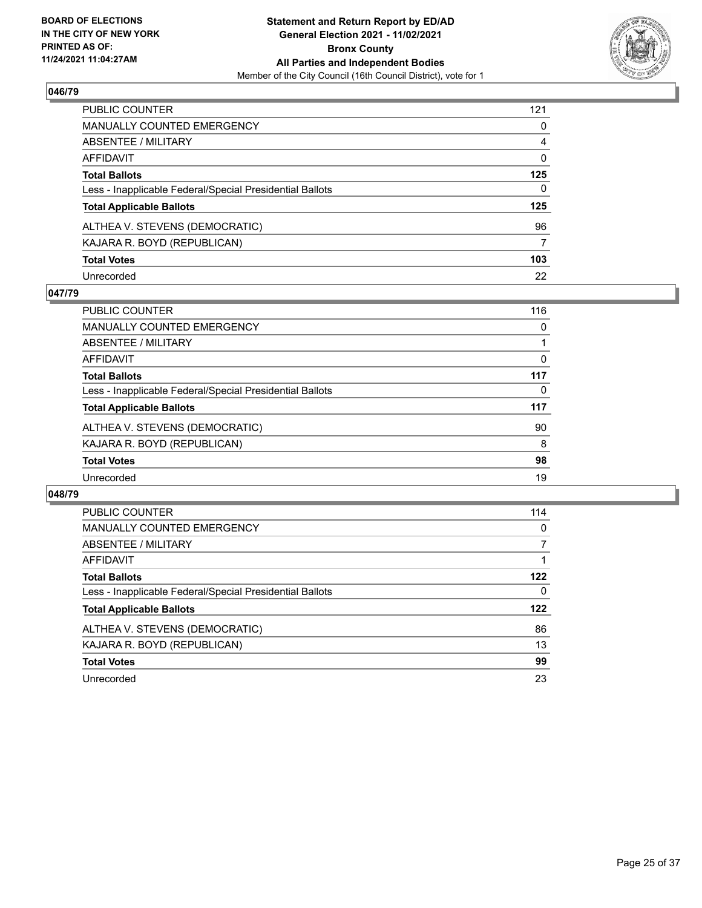**BOARD OF ELECTIONS IN THE CITY OF NEW YORK PRINTED AS OF: 11/24/2021 11:04:27AM**

**Statement and Return Report by ED/AD General Election 2021 - 11/02/2021 Bronx County All Parties and Independent Bodies**
Member of the City Council (16th Council District), vote for 1

## 046/79

| | |
|---|---|
| PUBLIC COUNTER | 121 |
| MANUALLY COUNTED EMERGENCY | 0 |
| ABSENTEE / MILITARY | 4 |
| AFFIDAVIT | 0 |
| **Total Ballots** | **125** |
| Less - Inapplicable Federal/Special Presidential Ballots | 0 |
| **Total Applicable Ballots** | **125** |
| ALTHEA V. STEVENS (DEMOCRATIC) | 96 |
| KAJARA R. BOYD (REPUBLICAN) | 7 |
| **Total Votes** | **103** |
| Unrecorded | 22 |

## 047/79

| | |
|---|---|
| PUBLIC COUNTER | 116 |
| MANUALLY COUNTED EMERGENCY | 0 |
| ABSENTEE / MILITARY | 1 |
| AFFIDAVIT | 0 |
| **Total Ballots** | **117** |
| Less - Inapplicable Federal/Special Presidential Ballots | 0 |
| **Total Applicable Ballots** | **117** |
| ALTHEA V. STEVENS (DEMOCRATIC) | 90 |
| KAJARA R. BOYD (REPUBLICAN) | 8 |
| **Total Votes** | **98** |
| Unrecorded | 19 |

## 048/79

| | |
|---|---|
| PUBLIC COUNTER | 114 |
| MANUALLY COUNTED EMERGENCY | 0 |
| ABSENTEE / MILITARY | 7 |
| AFFIDAVIT | 1 |
| **Total Ballots** | **122** |
| Less - Inapplicable Federal/Special Presidential Ballots | 0 |
| **Total Applicable Ballots** | **122** |
| ALTHEA V. STEVENS (DEMOCRATIC) | 86 |
| KAJARA R. BOYD (REPUBLICAN) | 13 |
| **Total Votes** | **99** |
| Unrecorded | 23 |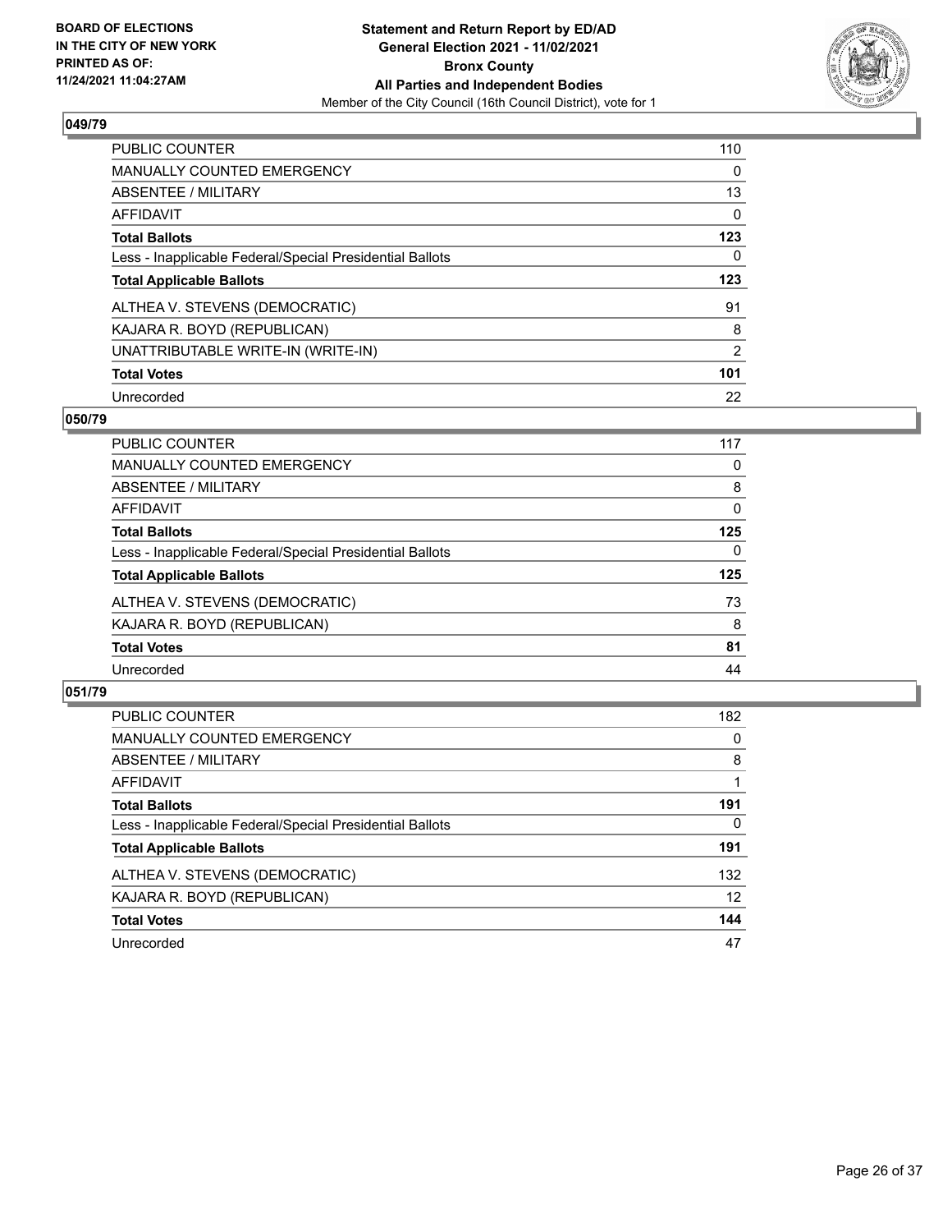**BOARD OF ELECTIONS IN THE CITY OF NEW YORK PRINTED AS OF: 11/24/2021 11:04:27AM**

**Statement and Return Report by ED/AD General Election 2021 - 11/02/2021 Bronx County All Parties and Independent Bodies**
Member of the City Council (16th Council District), vote for 1

## 049/79

| | |
|---|---|
| PUBLIC COUNTER | 110 |
| MANUALLY COUNTED EMERGENCY | 0 |
| ABSENTEE / MILITARY | 13 |
| AFFIDAVIT | 0 |
| **Total Ballots** | **123** |
| Less - Inapplicable Federal/Special Presidential Ballots | 0 |
| **Total Applicable Ballots** | **123** |
| ALTHEA V. STEVENS (DEMOCRATIC) | 91 |
| KAJARA R. BOYD (REPUBLICAN) | 8 |
| UNATTRIBUTABLE WRITE-IN (WRITE-IN) | 2 |
| **Total Votes** | **101** |
| Unrecorded | 22 |

## 050/79

| | |
|---|---|
| PUBLIC COUNTER | 117 |
| MANUALLY COUNTED EMERGENCY | 0 |
| ABSENTEE / MILITARY | 8 |
| AFFIDAVIT | 0 |
| **Total Ballots** | **125** |
| Less - Inapplicable Federal/Special Presidential Ballots | 0 |
| **Total Applicable Ballots** | **125** |
| ALTHEA V. STEVENS (DEMOCRATIC) | 73 |
| KAJARA R. BOYD (REPUBLICAN) | 8 |
| **Total Votes** | **81** |
| Unrecorded | 44 |

## 051/79

| | |
|---|---|
| PUBLIC COUNTER | 182 |
| MANUALLY COUNTED EMERGENCY | 0 |
| ABSENTEE / MILITARY | 8 |
| AFFIDAVIT | 1 |
| **Total Ballots** | **191** |
| Less - Inapplicable Federal/Special Presidential Ballots | 0 |
| **Total Applicable Ballots** | **191** |
| ALTHEA V. STEVENS (DEMOCRATIC) | 132 |
| KAJARA R. BOYD (REPUBLICAN) | 12 |
| **Total Votes** | **144** |
| Unrecorded | 47 |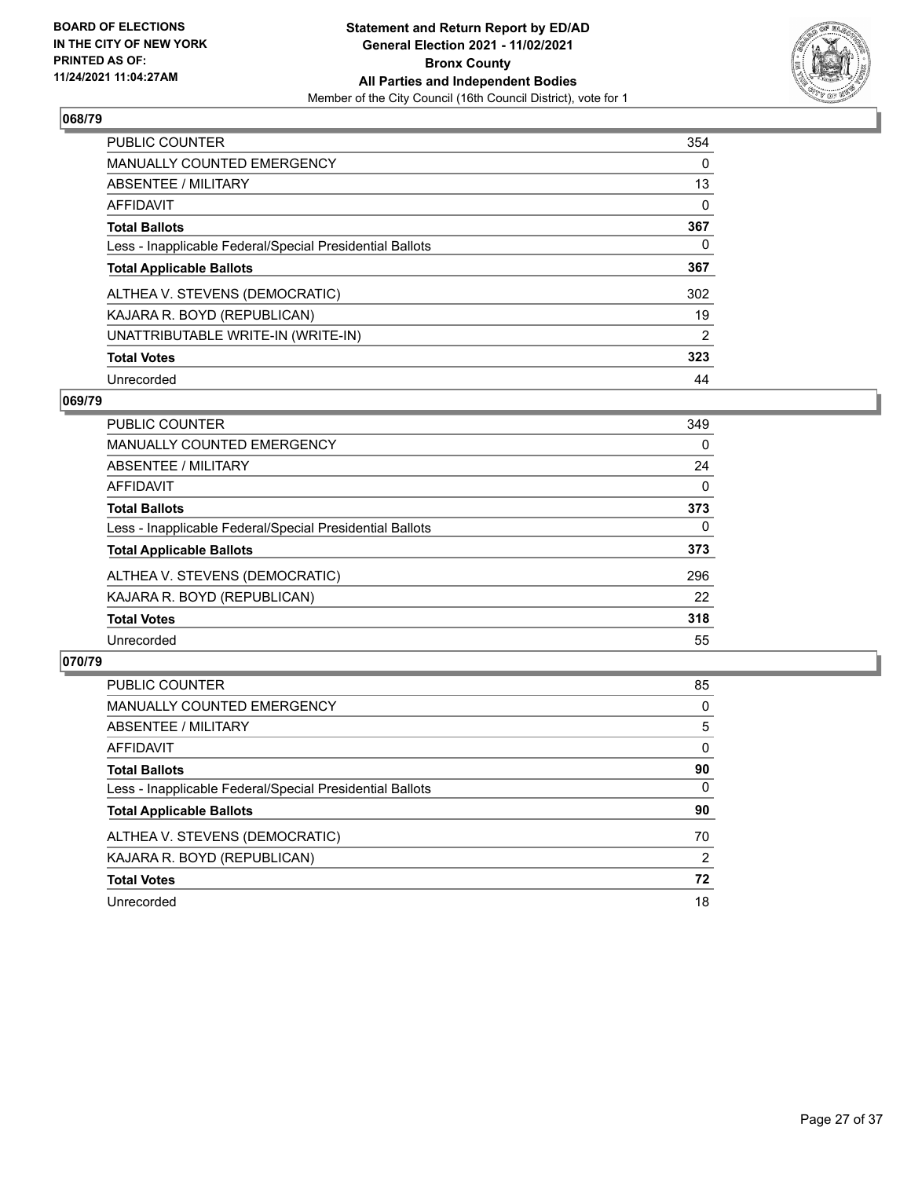## 068/79

| | |
|---|---|
| PUBLIC COUNTER | 354 |
| MANUALLY COUNTED EMERGENCY | 0 |
| ABSENTEE / MILITARY | 13 |
| AFFIDAVIT | 0 |
| **Total Ballots** | **367** |
| Less - Inapplicable Federal/Special Presidential Ballots | 0 |
| **Total Applicable Ballots** | **367** |
| ALTHEA V. STEVENS (DEMOCRATIC) | 302 |
| KAJARA R. BOYD (REPUBLICAN) | 19 |
| UNATTRIBUTABLE WRITE-IN (WRITE-IN) | 2 |
| **Total Votes** | **323** |
| Unrecorded | 44 |

## 069/79

| | |
|---|---|
| PUBLIC COUNTER | 349 |
| MANUALLY COUNTED EMERGENCY | 0 |
| ABSENTEE / MILITARY | 24 |
| AFFIDAVIT | 0 |
| **Total Ballots** | **373** |
| Less - Inapplicable Federal/Special Presidential Ballots | 0 |
| **Total Applicable Ballots** | **373** |
| ALTHEA V. STEVENS (DEMOCRATIC) | 296 |
| KAJARA R. BOYD (REPUBLICAN) | 22 |
| **Total Votes** | **318** |
| Unrecorded | 55 |

## 070/79

| | |
|---|---|
| PUBLIC COUNTER | 85 |
| MANUALLY COUNTED EMERGENCY | 0 |
| ABSENTEE / MILITARY | 5 |
| AFFIDAVIT | 0 |
| **Total Ballots** | **90** |
| Less - Inapplicable Federal/Special Presidential Ballots | 0 |
| **Total Applicable Ballots** | **90** |
| ALTHEA V. STEVENS (DEMOCRATIC) | 70 |
| KAJARA R. BOYD (REPUBLICAN) | 2 |
| **Total Votes** | **72** |
| Unrecorded | 18 |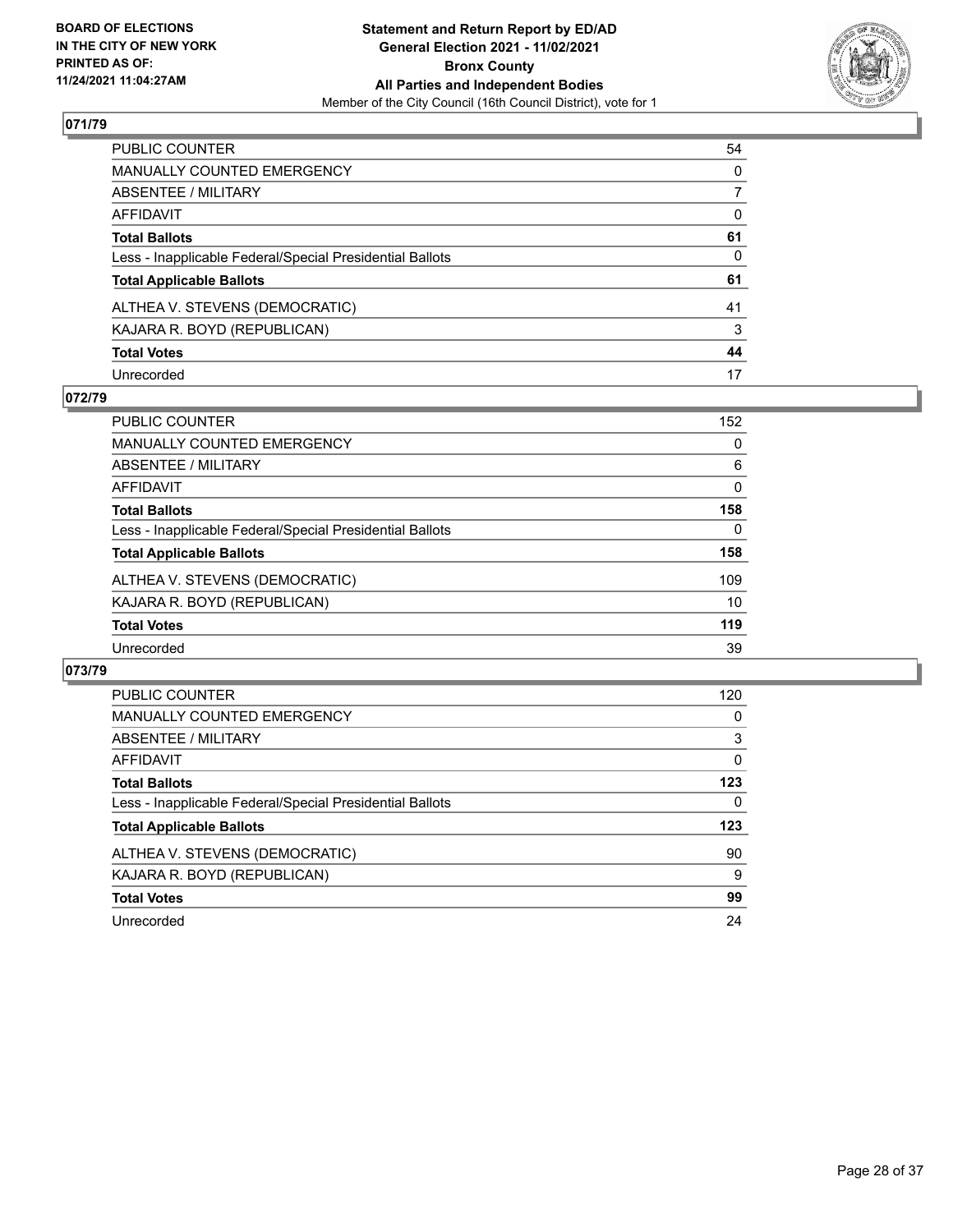**BOARD OF ELECTIONS IN THE CITY OF NEW YORK PRINTED AS OF: 11/24/2021 11:04:27AM**

**Statement and Return Report by ED/AD General Election 2021 - 11/02/2021 Bronx County All Parties and Independent Bodies**
Member of the City Council (16th Council District), vote for 1

## 071/79

| | |
|---|---|
| PUBLIC COUNTER | 54 |
| MANUALLY COUNTED EMERGENCY | 0 |
| ABSENTEE / MILITARY | 7 |
| AFFIDAVIT | 0 |
| **Total Ballots** | **61** |
| Less - Inapplicable Federal/Special Presidential Ballots | 0 |
| **Total Applicable Ballots** | **61** |
| ALTHEA V. STEVENS (DEMOCRATIC) | 41 |
| KAJARA R. BOYD (REPUBLICAN) | 3 |
| **Total Votes** | **44** |
| Unrecorded | 17 |

## 072/79

| | |
|---|---|
| PUBLIC COUNTER | 152 |
| MANUALLY COUNTED EMERGENCY | 0 |
| ABSENTEE / MILITARY | 6 |
| AFFIDAVIT | 0 |
| **Total Ballots** | **158** |
| Less - Inapplicable Federal/Special Presidential Ballots | 0 |
| **Total Applicable Ballots** | **158** |
| ALTHEA V. STEVENS (DEMOCRATIC) | 109 |
| KAJARA R. BOYD (REPUBLICAN) | 10 |
| **Total Votes** | **119** |
| Unrecorded | 39 |

## 073/79

| | |
|---|---|
| PUBLIC COUNTER | 120 |
| MANUALLY COUNTED EMERGENCY | 0 |
| ABSENTEE / MILITARY | 3 |
| AFFIDAVIT | 0 |
| **Total Ballots** | **123** |
| Less - Inapplicable Federal/Special Presidential Ballots | 0 |
| **Total Applicable Ballots** | **123** |
| ALTHEA V. STEVENS (DEMOCRATIC) | 90 |
| KAJARA R. BOYD (REPUBLICAN) | 9 |
| **Total Votes** | **99** |
| Unrecorded | 24 |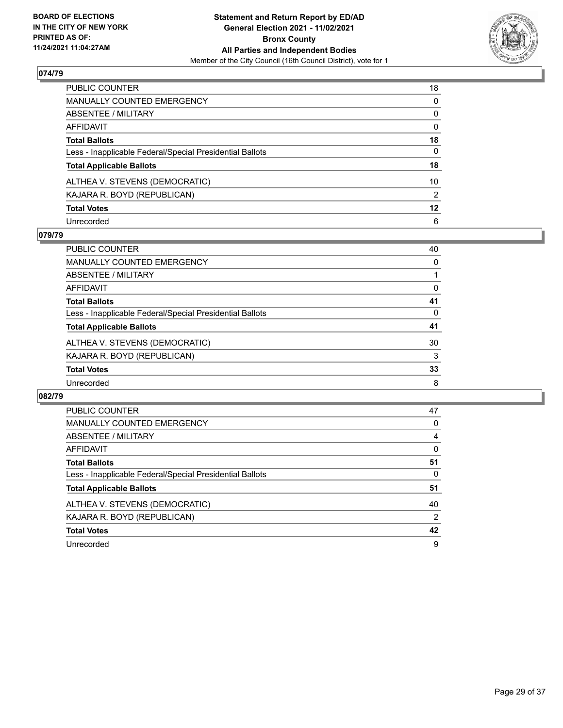**Statement and Return Report by ED/AD**
**General Election 2021 - 11/02/2021**
**Bronx County**
**All Parties and Independent Bodies**
Member of the City Council (16th Council District), vote for 1

BOARD OF ELECTIONS
IN THE CITY OF NEW YORK
PRINTED AS OF:
11/24/2021 11:04:27AM

## 074/79

| | |
|---|---|
| PUBLIC COUNTER | 18 |
| MANUALLY COUNTED EMERGENCY | 0 |
| ABSENTEE / MILITARY | 0 |
| AFFIDAVIT | 0 |
| **Total Ballots** | **18** |
| Less - Inapplicable Federal/Special Presidential Ballots | 0 |
| **Total Applicable Ballots** | **18** |
| ALTHEA V. STEVENS (DEMOCRATIC) | 10 |
| KAJARA R. BOYD (REPUBLICAN) | 2 |
| **Total Votes** | **12** |
| Unrecorded | 6 |

## 079/79

| | |
|---|---|
| PUBLIC COUNTER | 40 |
| MANUALLY COUNTED EMERGENCY | 0 |
| ABSENTEE / MILITARY | 1 |
| AFFIDAVIT | 0 |
| **Total Ballots** | **41** |
| Less - Inapplicable Federal/Special Presidential Ballots | 0 |
| **Total Applicable Ballots** | **41** |
| ALTHEA V. STEVENS (DEMOCRATIC) | 30 |
| KAJARA R. BOYD (REPUBLICAN) | 3 |
| **Total Votes** | **33** |
| Unrecorded | 8 |

## 082/79

| | |
|---|---|
| PUBLIC COUNTER | 47 |
| MANUALLY COUNTED EMERGENCY | 0 |
| ABSENTEE / MILITARY | 4 |
| AFFIDAVIT | 0 |
| **Total Ballots** | **51** |
| Less - Inapplicable Federal/Special Presidential Ballots | 0 |
| **Total Applicable Ballots** | **51** |
| ALTHEA V. STEVENS (DEMOCRATIC) | 40 |
| KAJARA R. BOYD (REPUBLICAN) | 2 |
| **Total Votes** | **42** |
| Unrecorded | 9 |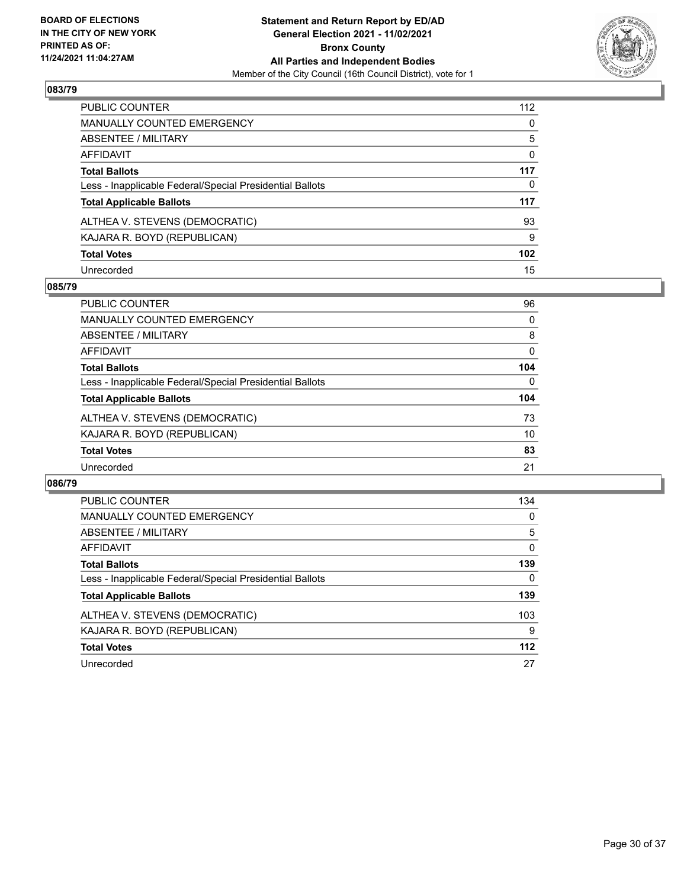## 083/79

| | |
|---|---|
| PUBLIC COUNTER | 112 |
| MANUALLY COUNTED EMERGENCY | 0 |
| ABSENTEE / MILITARY | 5 |
| AFFIDAVIT | 0 |
| **Total Ballots** | **117** |
| Less - Inapplicable Federal/Special Presidential Ballots | 0 |
| **Total Applicable Ballots** | **117** |
| ALTHEA V. STEVENS (DEMOCRATIC) | 93 |
| KAJARA R. BOYD (REPUBLICAN) | 9 |
| **Total Votes** | **102** |
| Unrecorded | 15 |

## 085/79

| | |
|---|---|
| PUBLIC COUNTER | 96 |
| MANUALLY COUNTED EMERGENCY | 0 |
| ABSENTEE / MILITARY | 8 |
| AFFIDAVIT | 0 |
| **Total Ballots** | **104** |
| Less - Inapplicable Federal/Special Presidential Ballots | 0 |
| **Total Applicable Ballots** | **104** |
| ALTHEA V. STEVENS (DEMOCRATIC) | 73 |
| KAJARA R. BOYD (REPUBLICAN) | 10 |
| **Total Votes** | **83** |
| Unrecorded | 21 |

## 086/79

| | |
|---|---|
| PUBLIC COUNTER | 134 |
| MANUALLY COUNTED EMERGENCY | 0 |
| ABSENTEE / MILITARY | 5 |
| AFFIDAVIT | 0 |
| **Total Ballots** | **139** |
| Less - Inapplicable Federal/Special Presidential Ballots | 0 |
| **Total Applicable Ballots** | **139** |
| ALTHEA V. STEVENS (DEMOCRATIC) | 103 |
| KAJARA R. BOYD (REPUBLICAN) | 9 |
| **Total Votes** | **112** |
| Unrecorded | 27 |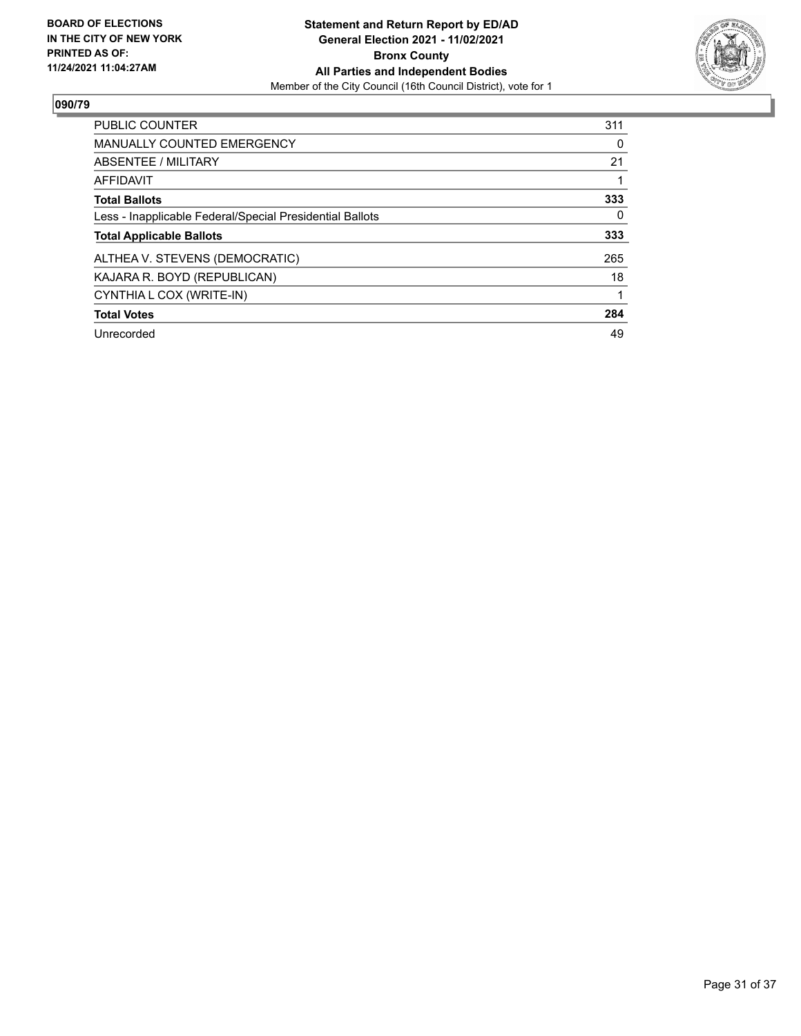BOARD OF ELECTIONS
IN THE CITY OF NEW YORK
PRINTED AS OF:
11/24/2021 11:04:27AM

**Statement and Return Report by ED/AD**
**General Election 2021 - 11/02/2021**
**Bronx County**
**All Parties and Independent Bodies**
Member of the City Council (16th Council District), vote for 1

## 090/79

| | |
|---|---|
| PUBLIC COUNTER | 311 |
| MANUALLY COUNTED EMERGENCY | 0 |
| ABSENTEE / MILITARY | 21 |
| AFFIDAVIT | 1 |
| **Total Ballots** | **333** |
| Less - Inapplicable Federal/Special Presidential Ballots | 0 |
| **Total Applicable Ballots** | **333** |
| ALTHEA V. STEVENS (DEMOCRATIC) | 265 |
| KAJARA R. BOYD (REPUBLICAN) | 18 |
| CYNTHIA L COX (WRITE-IN) | 1 |
| **Total Votes** | **284** |
| Unrecorded | 49 |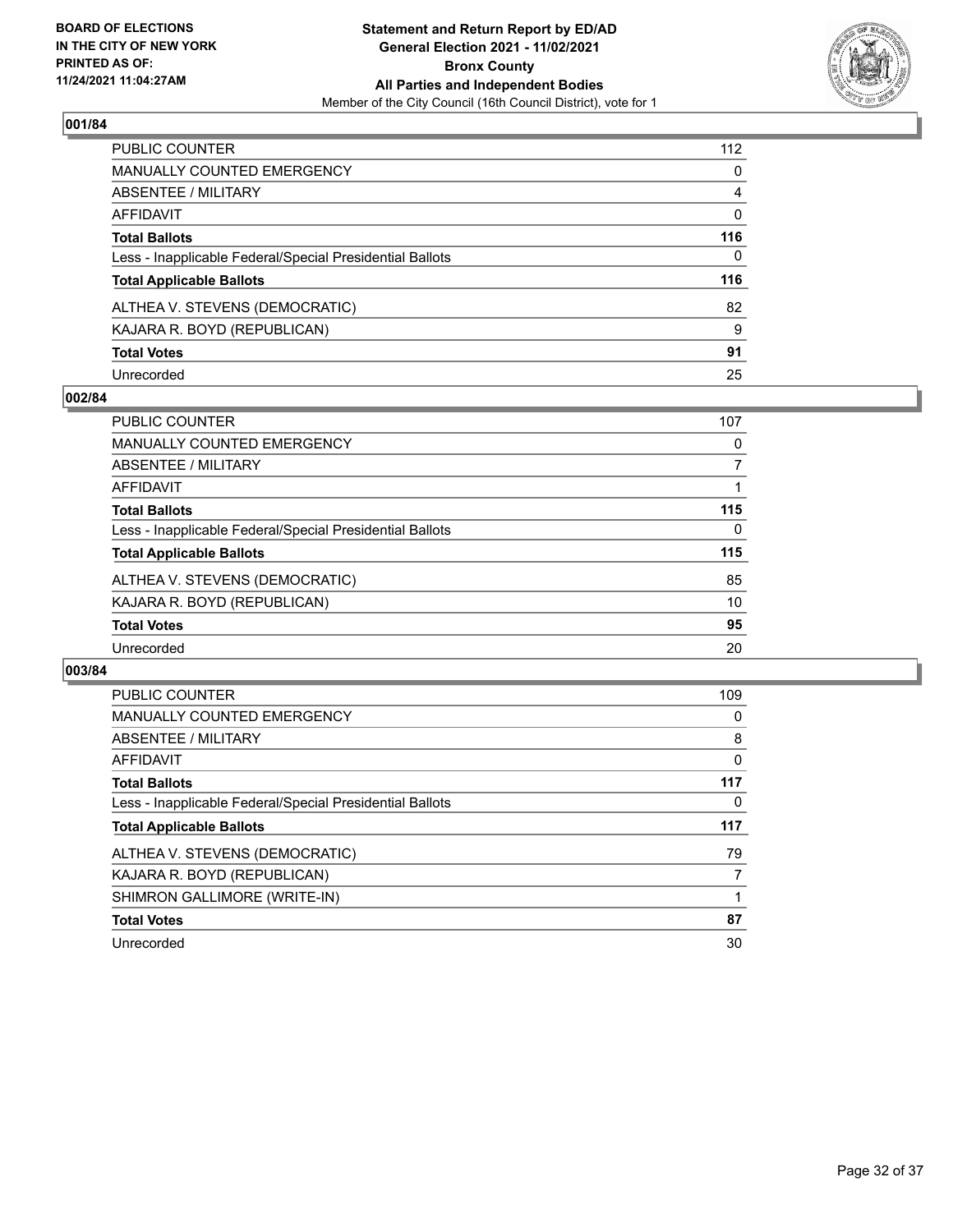**BOARD OF ELECTIONS IN THE CITY OF NEW YORK PRINTED AS OF: 11/24/2021 11:04:27AM**

**Statement and Return Report by ED/AD General Election 2021 - 11/02/2021 Bronx County All Parties and Independent Bodies**

Member of the City Council (16th Council District), vote for 1

## 001/84

| | |
|---|---|
| PUBLIC COUNTER | 112 |
| MANUALLY COUNTED EMERGENCY | 0 |
| ABSENTEE / MILITARY | 4 |
| AFFIDAVIT | 0 |
| **Total Ballots** | **116** |
| Less - Inapplicable Federal/Special Presidential Ballots | 0 |
| **Total Applicable Ballots** | **116** |
| ALTHEA V. STEVENS (DEMOCRATIC) | 82 |
| KAJARA R. BOYD (REPUBLICAN) | 9 |
| **Total Votes** | **91** |
| Unrecorded | 25 |

## 002/84

| | |
|---|---|
| PUBLIC COUNTER | 107 |
| MANUALLY COUNTED EMERGENCY | 0 |
| ABSENTEE / MILITARY | 7 |
| AFFIDAVIT | 1 |
| **Total Ballots** | **115** |
| Less - Inapplicable Federal/Special Presidential Ballots | 0 |
| **Total Applicable Ballots** | **115** |
| ALTHEA V. STEVENS (DEMOCRATIC) | 85 |
| KAJARA R. BOYD (REPUBLICAN) | 10 |
| **Total Votes** | **95** |
| Unrecorded | 20 |

## 003/84

| | |
|---|---|
| PUBLIC COUNTER | 109 |
| MANUALLY COUNTED EMERGENCY | 0 |
| ABSENTEE / MILITARY | 8 |
| AFFIDAVIT | 0 |
| **Total Ballots** | **117** |
| Less - Inapplicable Federal/Special Presidential Ballots | 0 |
| **Total Applicable Ballots** | **117** |
| ALTHEA V. STEVENS (DEMOCRATIC) | 79 |
| KAJARA R. BOYD (REPUBLICAN) | 7 |
| SHIMRON GALLIMORE (WRITE-IN) | 1 |
| **Total Votes** | **87** |
| Unrecorded | 30 |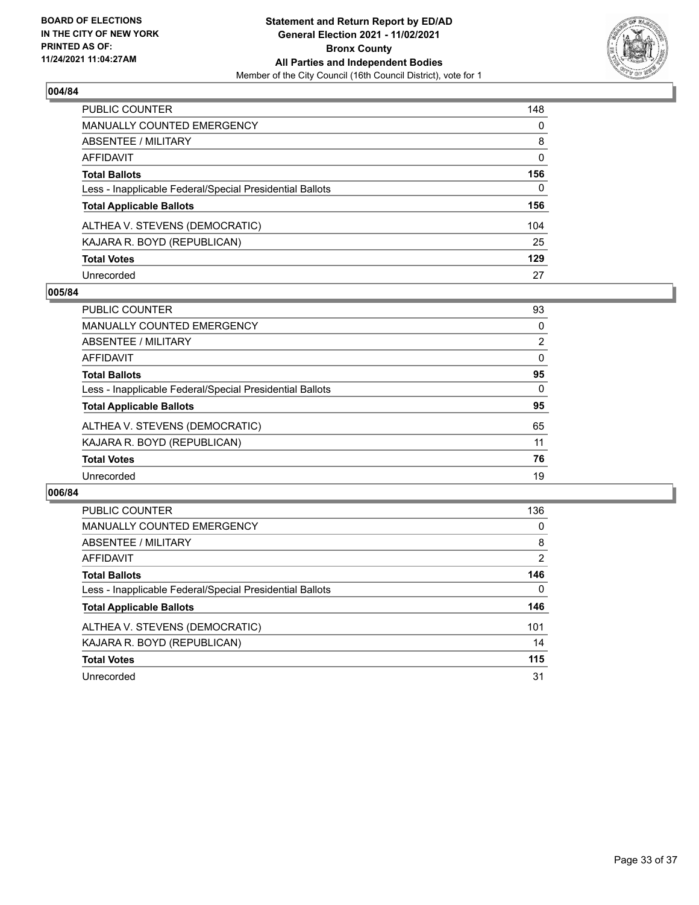**Statement and Return Report by ED/AD**
**General Election 2021 - 11/02/2021**
**Bronx County**
**All Parties and Independent Bodies**
Member of the City Council (16th Council District), vote for 1

BOARD OF ELECTIONS
IN THE CITY OF NEW YORK
PRINTED AS OF:
11/24/2021 11:04:27AM

## 004/84

| | |
|---|---|
| PUBLIC COUNTER | 148 |
| MANUALLY COUNTED EMERGENCY | 0 |
| ABSENTEE / MILITARY | 8 |
| AFFIDAVIT | 0 |
| **Total Ballots** | **156** |
| Less - Inapplicable Federal/Special Presidential Ballots | 0 |
| **Total Applicable Ballots** | **156** |
| ALTHEA V. STEVENS (DEMOCRATIC) | 104 |
| KAJARA R. BOYD (REPUBLICAN) | 25 |
| **Total Votes** | **129** |
| Unrecorded | 27 |

## 005/84

| | |
|---|---|
| PUBLIC COUNTER | 93 |
| MANUALLY COUNTED EMERGENCY | 0 |
| ABSENTEE / MILITARY | 2 |
| AFFIDAVIT | 0 |
| **Total Ballots** | **95** |
| Less - Inapplicable Federal/Special Presidential Ballots | 0 |
| **Total Applicable Ballots** | **95** |
| ALTHEA V. STEVENS (DEMOCRATIC) | 65 |
| KAJARA R. BOYD (REPUBLICAN) | 11 |
| **Total Votes** | **76** |
| Unrecorded | 19 |

## 006/84

| | |
|---|---|
| PUBLIC COUNTER | 136 |
| MANUALLY COUNTED EMERGENCY | 0 |
| ABSENTEE / MILITARY | 8 |
| AFFIDAVIT | 2 |
| **Total Ballots** | **146** |
| Less - Inapplicable Federal/Special Presidential Ballots | 0 |
| **Total Applicable Ballots** | **146** |
| ALTHEA V. STEVENS (DEMOCRATIC) | 101 |
| KAJARA R. BOYD (REPUBLICAN) | 14 |
| **Total Votes** | **115** |
| Unrecorded | 31 |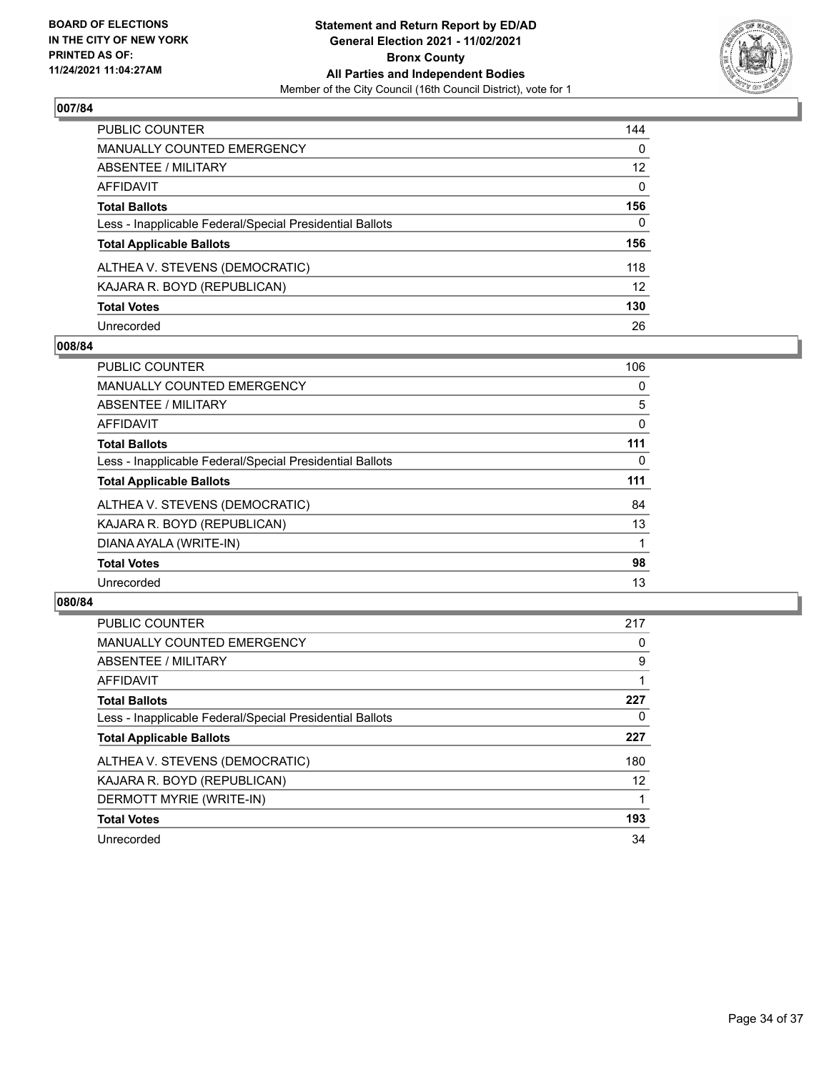**BOARD OF ELECTIONS IN THE CITY OF NEW YORK PRINTED AS OF: 11/24/2021 11:04:27AM**

**Statement and Return Report by ED/AD General Election 2021 - 11/02/2021 Bronx County All Parties and Independent Bodies**
Member of the City Council (16th Council District), vote for 1

### 007/84

| | |
|---|---|
| PUBLIC COUNTER | 144 |
| MANUALLY COUNTED EMERGENCY | 0 |
| ABSENTEE / MILITARY | 12 |
| AFFIDAVIT | 0 |
| **Total Ballots** | **156** |
| Less - Inapplicable Federal/Special Presidential Ballots | 0 |
| **Total Applicable Ballots** | **156** |
| ALTHEA V. STEVENS (DEMOCRATIC) | 118 |
| KAJARA R. BOYD (REPUBLICAN) | 12 |
| **Total Votes** | **130** |
| Unrecorded | 26 |

### 008/84

| | |
|---|---|
| PUBLIC COUNTER | 106 |
| MANUALLY COUNTED EMERGENCY | 0 |
| ABSENTEE / MILITARY | 5 |
| AFFIDAVIT | 0 |
| **Total Ballots** | **111** |
| Less - Inapplicable Federal/Special Presidential Ballots | 0 |
| **Total Applicable Ballots** | **111** |
| ALTHEA V. STEVENS (DEMOCRATIC) | 84 |
| KAJARA R. BOYD (REPUBLICAN) | 13 |
| DIANA AYALA (WRITE-IN) | 1 |
| **Total Votes** | **98** |
| Unrecorded | 13 |

### 080/84

| | |
|---|---|
| PUBLIC COUNTER | 217 |
| MANUALLY COUNTED EMERGENCY | 0 |
| ABSENTEE / MILITARY | 9 |
| AFFIDAVIT | 1 |
| **Total Ballots** | **227** |
| Less - Inapplicable Federal/Special Presidential Ballots | 0 |
| **Total Applicable Ballots** | **227** |
| ALTHEA V. STEVENS (DEMOCRATIC) | 180 |
| KAJARA R. BOYD (REPUBLICAN) | 12 |
| DERMOTT MYRIE (WRITE-IN) | 1 |
| **Total Votes** | **193** |
| Unrecorded | 34 |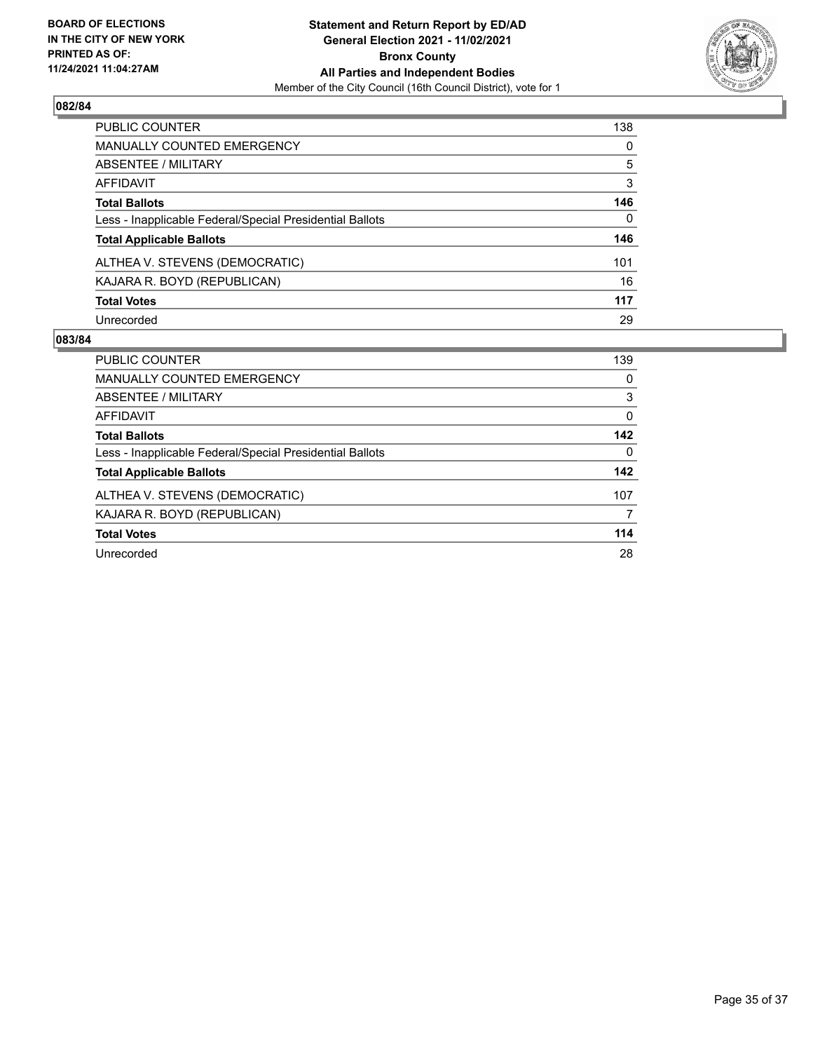**BOARD OF ELECTIONS IN THE CITY OF NEW YORK PRINTED AS OF: 11/24/2021 11:04:27AM**

**Statement and Return Report by ED/AD**
**General Election 2021 - 11/02/2021**
**Bronx County**
**All Parties and Independent Bodies**
Member of the City Council (16th Council District), vote for 1

### 082/84

| | |
|---|---|
| PUBLIC COUNTER | 138 |
| MANUALLY COUNTED EMERGENCY | 0 |
| ABSENTEE / MILITARY | 5 |
| AFFIDAVIT | 3 |
| **Total Ballots** | **146** |
| Less - Inapplicable Federal/Special Presidential Ballots | 0 |
| **Total Applicable Ballots** | **146** |
| ALTHEA V. STEVENS (DEMOCRATIC) | 101 |
| KAJARA R. BOYD (REPUBLICAN) | 16 |
| **Total Votes** | **117** |
| Unrecorded | 29 |

### 083/84

| | |
|---|---|
| PUBLIC COUNTER | 139 |
| MANUALLY COUNTED EMERGENCY | 0 |
| ABSENTEE / MILITARY | 3 |
| AFFIDAVIT | 0 |
| **Total Ballots** | **142** |
| Less - Inapplicable Federal/Special Presidential Ballots | 0 |
| **Total Applicable Ballots** | **142** |
| ALTHEA V. STEVENS (DEMOCRATIC) | 107 |
| KAJARA R. BOYD (REPUBLICAN) | 7 |
| **Total Votes** | **114** |
| Unrecorded | 28 |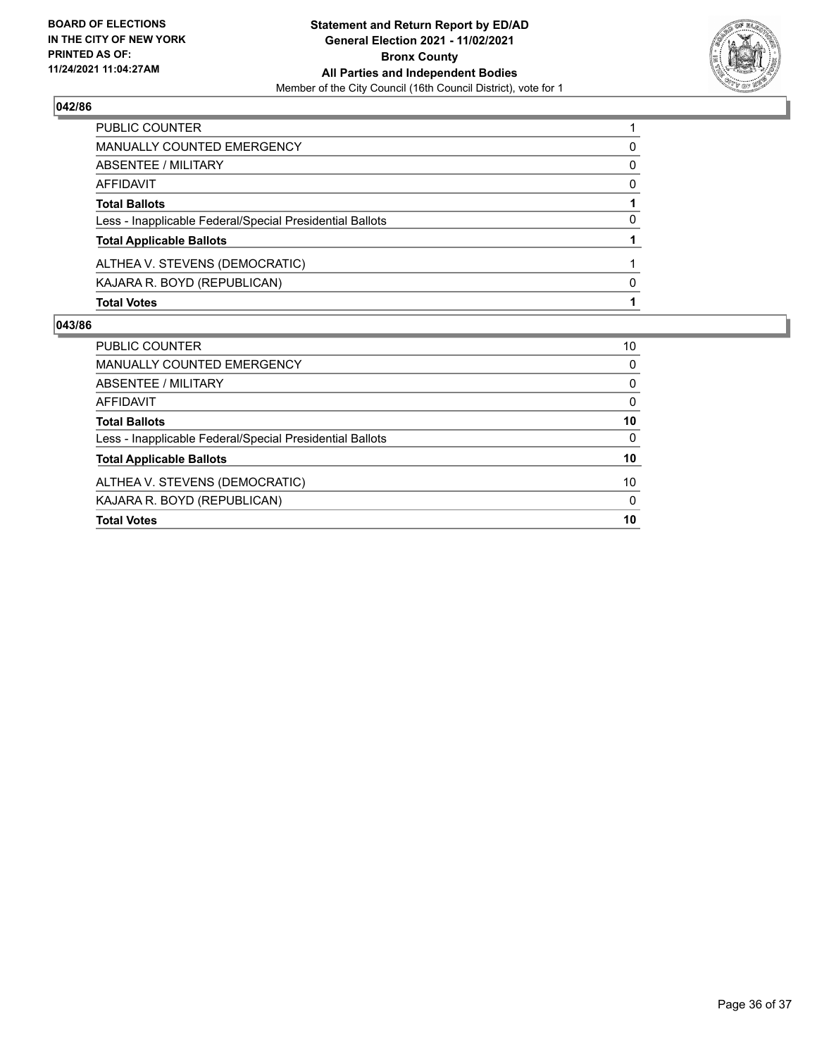**BOARD OF ELECTIONS IN THE CITY OF NEW YORK PRINTED AS OF: 11/24/2021 11:04:27AM**

**Statement and Return Report by ED/AD General Election 2021 - 11/02/2021 Bronx County All Parties and Independent Bodies**

Member of the City Council (16th Council District), vote for 1

## 042/86

| | |
|---|---|
| PUBLIC COUNTER | 1 |
| MANUALLY COUNTED EMERGENCY | 0 |
| ABSENTEE / MILITARY | 0 |
| AFFIDAVIT | 0 |
| **Total Ballots** | **1** |
| Less - Inapplicable Federal/Special Presidential Ballots | 0 |
| **Total Applicable Ballots** | **1** |
| ALTHEA V. STEVENS (DEMOCRATIC) | 1 |
| KAJARA R. BOYD (REPUBLICAN) | 0 |
| **Total Votes** | **1** |

## 043/86

| | |
|---|---|
| PUBLIC COUNTER | 10 |
| MANUALLY COUNTED EMERGENCY | 0 |
| ABSENTEE / MILITARY | 0 |
| AFFIDAVIT | 0 |
| **Total Ballots** | **10** |
| Less - Inapplicable Federal/Special Presidential Ballots | 0 |
| **Total Applicable Ballots** | **10** |
| ALTHEA V. STEVENS (DEMOCRATIC) | 10 |
| KAJARA R. BOYD (REPUBLICAN) | 0 |
| **Total Votes** | **10** |